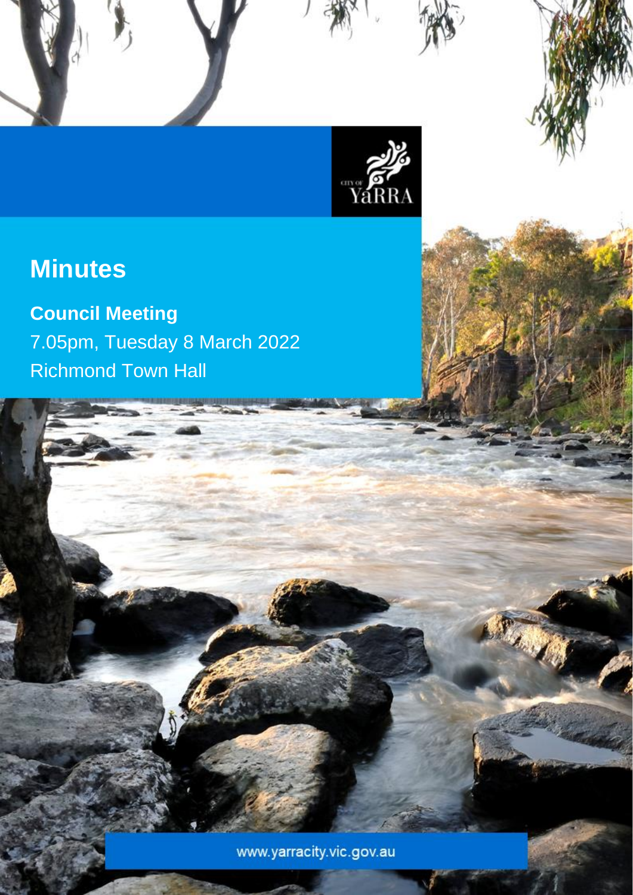# Minutes

**Council Meeting**

7.05pm, Tuesday 8 March 2022

Richmond Town Hall

www.yarracity.vic.gov.au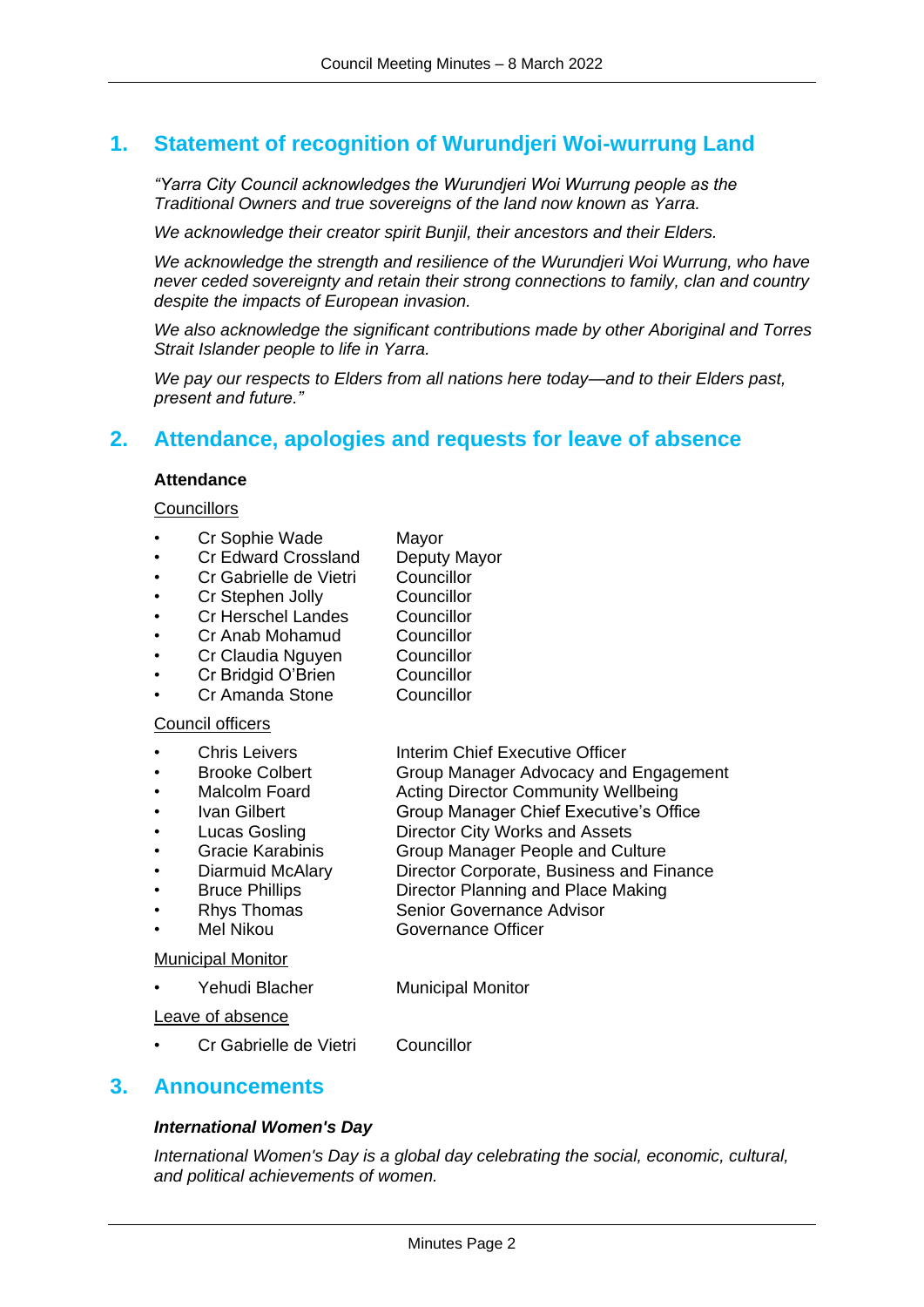# 1. Statement of recognition of Wurundjeri Woi-wurrung Land

*"Yarra City Council acknowledges the Wurundjeri Woi Wurrung people as the Traditional Owners and true sovereigns of the land now known as Yarra.*

*We acknowledge their creator spirit Bunjil, their ancestors and their Elders.*

*We acknowledge the strength and resilience of the Wurundjeri Woi Wurrung, who have never ceded sovereignty and retain their strong connections to family, clan and country despite the impacts of European invasion.*

*We also acknowledge the significant contributions made by other Aboriginal and Torres Strait Islander people to life in Yarra.*

*We pay our respects to Elders from all nations here today—and to their Elders past, present and future."*

# 2. Attendance, apologies and requests for leave of absence

**Attendance**

Councillors

| | |
|---|---|
| Cr Sophie Wade | Mayor |
| Cr Edward Crossland | Deputy Mayor |
| Cr Gabrielle de Vietri | Councillor |
| Cr Stephen Jolly | Councillor |
| Cr Herschel Landes | Councillor |
| Cr Anab Mohamud | Councillor |
| Cr Claudia Nguyen | Councillor |
| Cr Bridgid O'Brien | Councillor |
| Cr Amanda Stone | Councillor |

Council officers

| | |
|---|---|
| Chris Leivers | Interim Chief Executive Officer |
| Brooke Colbert | Group Manager Advocacy and Engagement |
| Malcolm Foard | Acting Director Community Wellbeing |
| Ivan Gilbert | Group Manager Chief Executive's Office |
| Lucas Gosling | Director City Works and Assets |
| Gracie Karabinis | Group Manager People and Culture |
| Diarmuid McAlary | Director Corporate, Business and Finance |
| Bruce Phillips | Director Planning and Place Making |
| Rhys Thomas | Senior Governance Advisor |
| Mel Nikou | Governance Officer |

Municipal Monitor

| | |
|---|---|
| Yehudi Blacher | Municipal Monitor |

Leave of absence

| | |
|---|---|
| Cr Gabrielle de Vietri | Councillor |

# 3. Announcements

***International Women's Day***

*International Women's Day is a global day celebrating the social, economic, cultural, and political achievements of women.*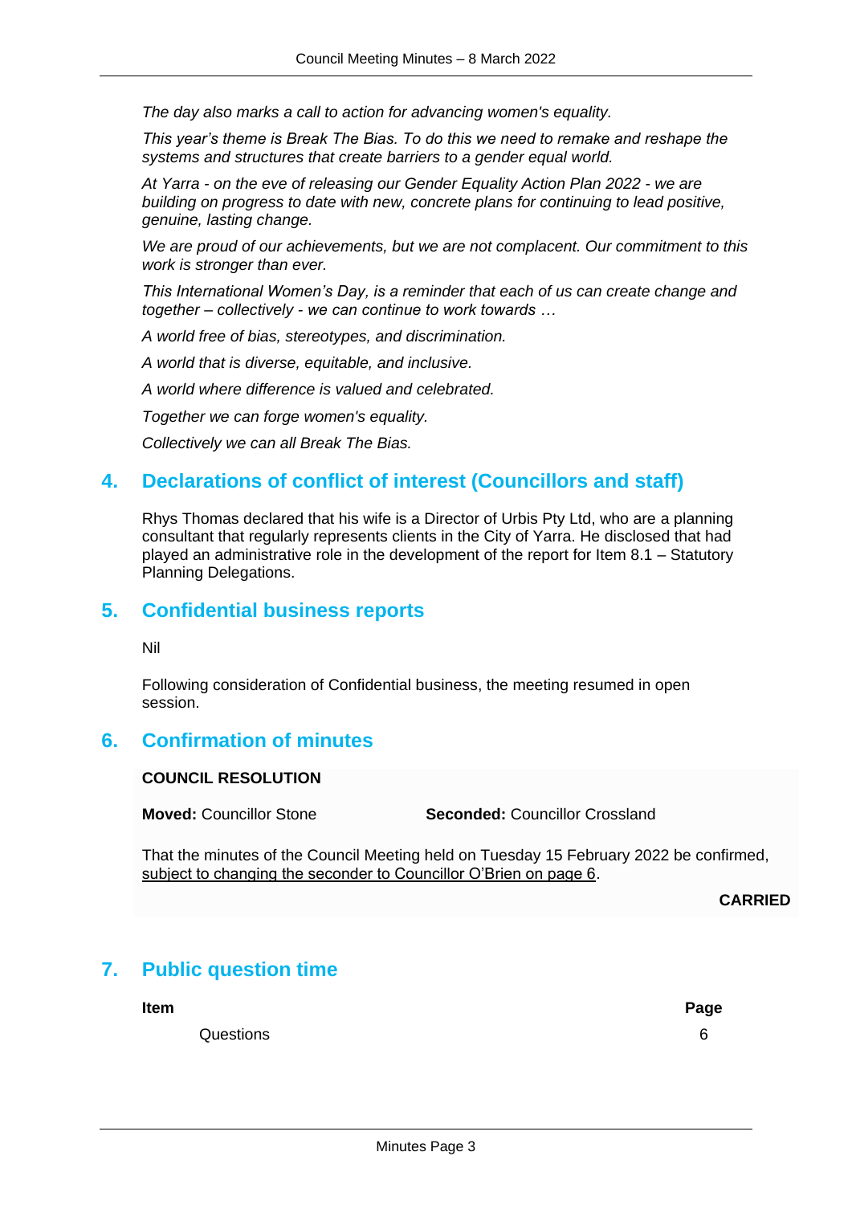*The day also marks a call to action for advancing women's equality.*

*This year's theme is Break The Bias. To do this we need to remake and reshape the systems and structures that create barriers to a gender equal world.*

*At Yarra - on the eve of releasing our Gender Equality Action Plan 2022 - we are building on progress to date with new, concrete plans for continuing to lead positive, genuine, lasting change.*

*We are proud of our achievements, but we are not complacent. Our commitment to this work is stronger than ever.*

*This International Women's Day, is a reminder that each of us can create change and together – collectively - we can continue to work towards …*

*A world free of bias, stereotypes, and discrimination.*

*A world that is diverse, equitable, and inclusive.*

*A world where difference is valued and celebrated.*

*Together we can forge women's equality.*

*Collectively we can all Break The Bias.*

## 4. Declarations of conflict of interest (Councillors and staff)

Rhys Thomas declared that his wife is a Director of Urbis Pty Ltd, who are a planning consultant that regularly represents clients in the City of Yarra. He disclosed that had played an administrative role in the development of the report for Item 8.1 – Statutory Planning Delegations.

## 5. Confidential business reports

Nil

Following consideration of Confidential business, the meeting resumed in open session.

## 6. Confirmation of minutes

**COUNCIL RESOLUTION**

**Moved:** Councillor Stone **Seconded:** Councillor Crossland

That the minutes of the Council Meeting held on Tuesday 15 February 2022 be confirmed, subject to changing the seconder to Councillor O'Brien on page 6.

**CARRIED**

## 7. Public question time

| Item | Page |
| --- | --- |
| Questions | 6 |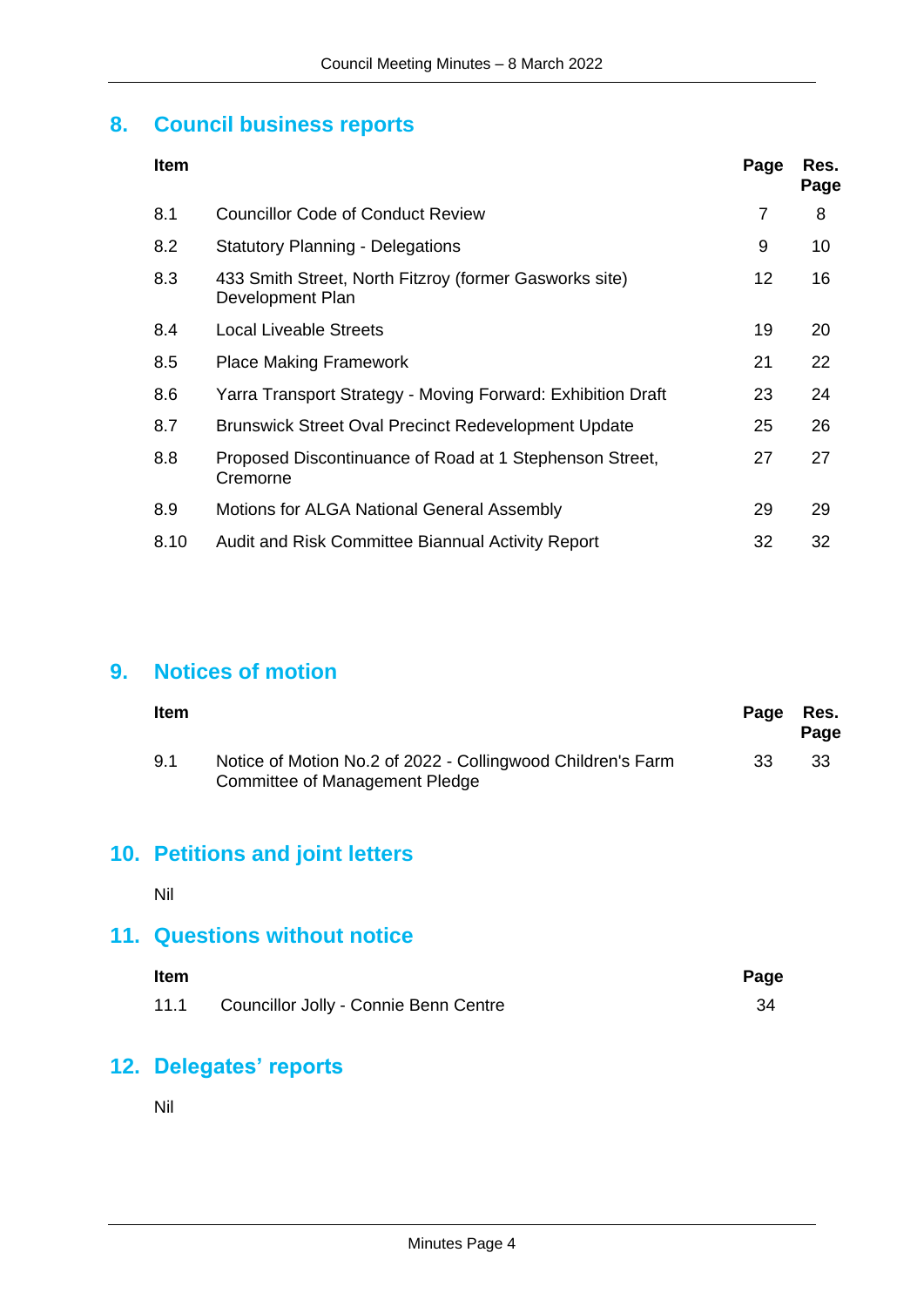## 8. Council business reports

| Item | | Page | Res. Page |
|---|---|---|---|
| 8.1 | Councillor Code of Conduct Review | 7 | 8 |
| 8.2 | Statutory Planning - Delegations | 9 | 10 |
| 8.3 | 433 Smith Street, North Fitzroy (former Gasworks site) Development Plan | 12 | 16 |
| 8.4 | Local Liveable Streets | 19 | 20 |
| 8.5 | Place Making Framework | 21 | 22 |
| 8.6 | Yarra Transport Strategy - Moving Forward: Exhibition Draft | 23 | 24 |
| 8.7 | Brunswick Street Oval Precinct Redevelopment Update | 25 | 26 |
| 8.8 | Proposed Discontinuance of Road at 1 Stephenson Street, Cremorne | 27 | 27 |
| 8.9 | Motions for ALGA National General Assembly | 29 | 29 |
| 8.10 | Audit and Risk Committee Biannual Activity Report | 32 | 32 |

## 9. Notices of motion

| Item | | Page | Res. Page |
|---|---|---|---|
| 9.1 | Notice of Motion No.2 of 2022 - Collingwood Children's Farm Committee of Management Pledge | 33 | 33 |

## 10. Petitions and joint letters

Nil

## 11. Questions without notice

| Item | | Page |
|---|---|---|
| 11.1 | Councillor Jolly - Connie Benn Centre | 34 |

## 12. Delegates' reports

Nil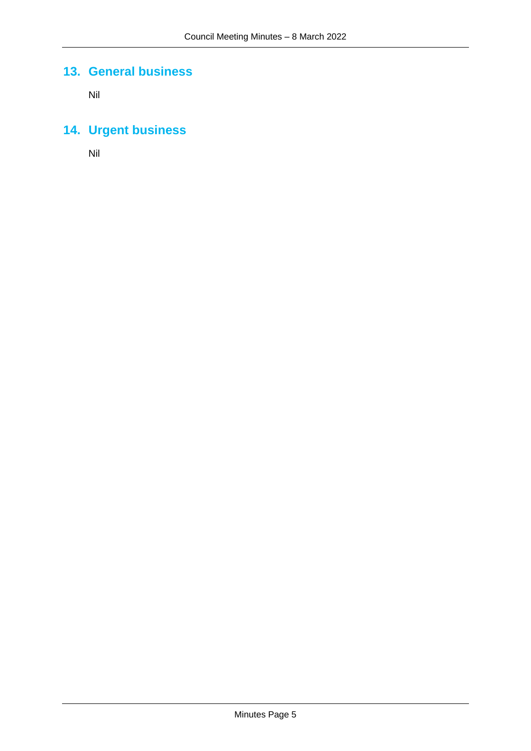## 13. General business

Nil

## 14. Urgent business

Nil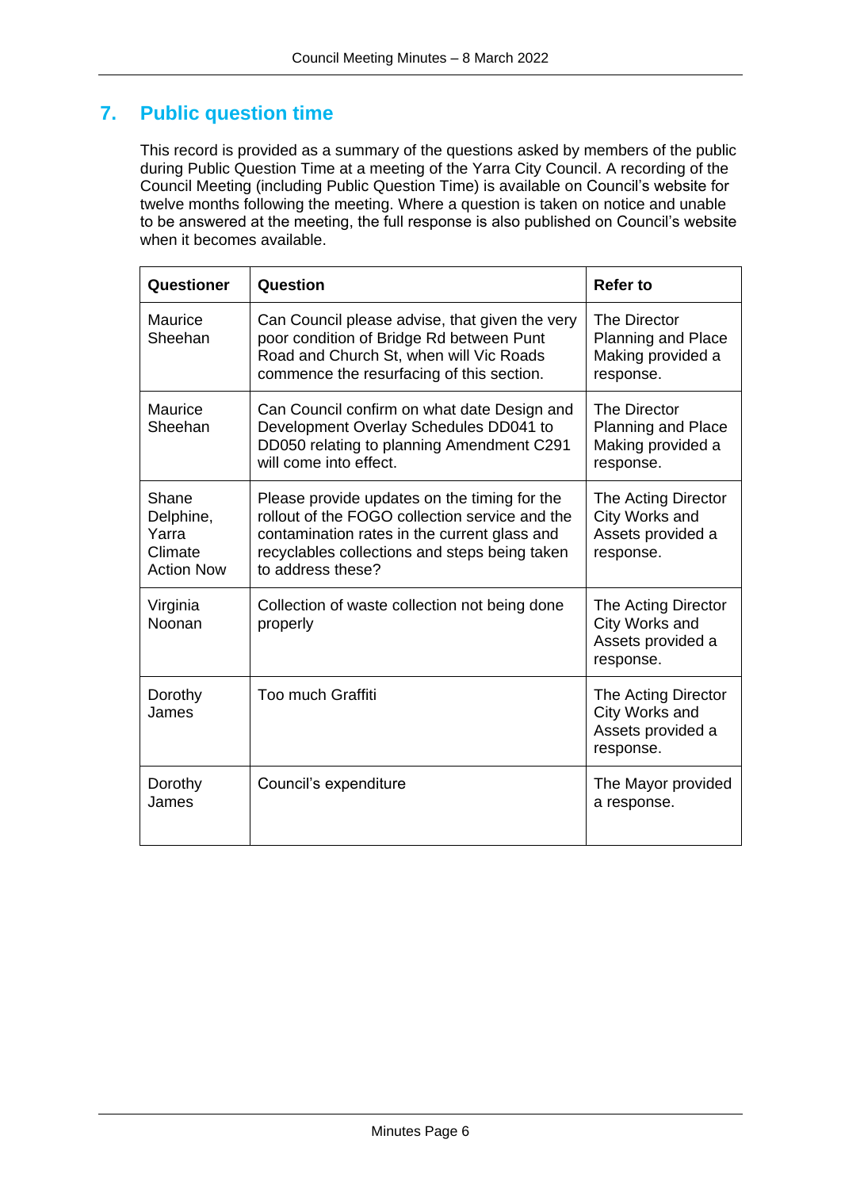## 7. Public question time

This record is provided as a summary of the questions asked by members of the public during Public Question Time at a meeting of the Yarra City Council. A recording of the Council Meeting (including Public Question Time) is available on Council's website for twelve months following the meeting. Where a question is taken on notice and unable to be answered at the meeting, the full response is also published on Council's website when it becomes available.

| Questioner | Question | Refer to |
|---|---|---|
| Maurice Sheehan | Can Council please advise, that given the very poor condition of Bridge Rd between Punt Road and Church St, when will Vic Roads commence the resurfacing of this section. | The Director Planning and Place Making provided a response. |
| Maurice Sheehan | Can Council confirm on what date Design and Development Overlay Schedules DD041 to DD050 relating to planning Amendment C291 will come into effect. | The Director Planning and Place Making provided a response. |
| Shane Delphine, Yarra Climate Action Now | Please provide updates on the timing for the rollout of the FOGO collection service and the contamination rates in the current glass and recyclables collections and steps being taken to address these? | The Acting Director City Works and Assets provided a response. |
| Virginia Noonan | Collection of waste collection not being done properly | The Acting Director City Works and Assets provided a response. |
| Dorothy James | Too much Graffiti | The Acting Director City Works and Assets provided a response. |
| Dorothy James | Council's expenditure | The Mayor provided a response. |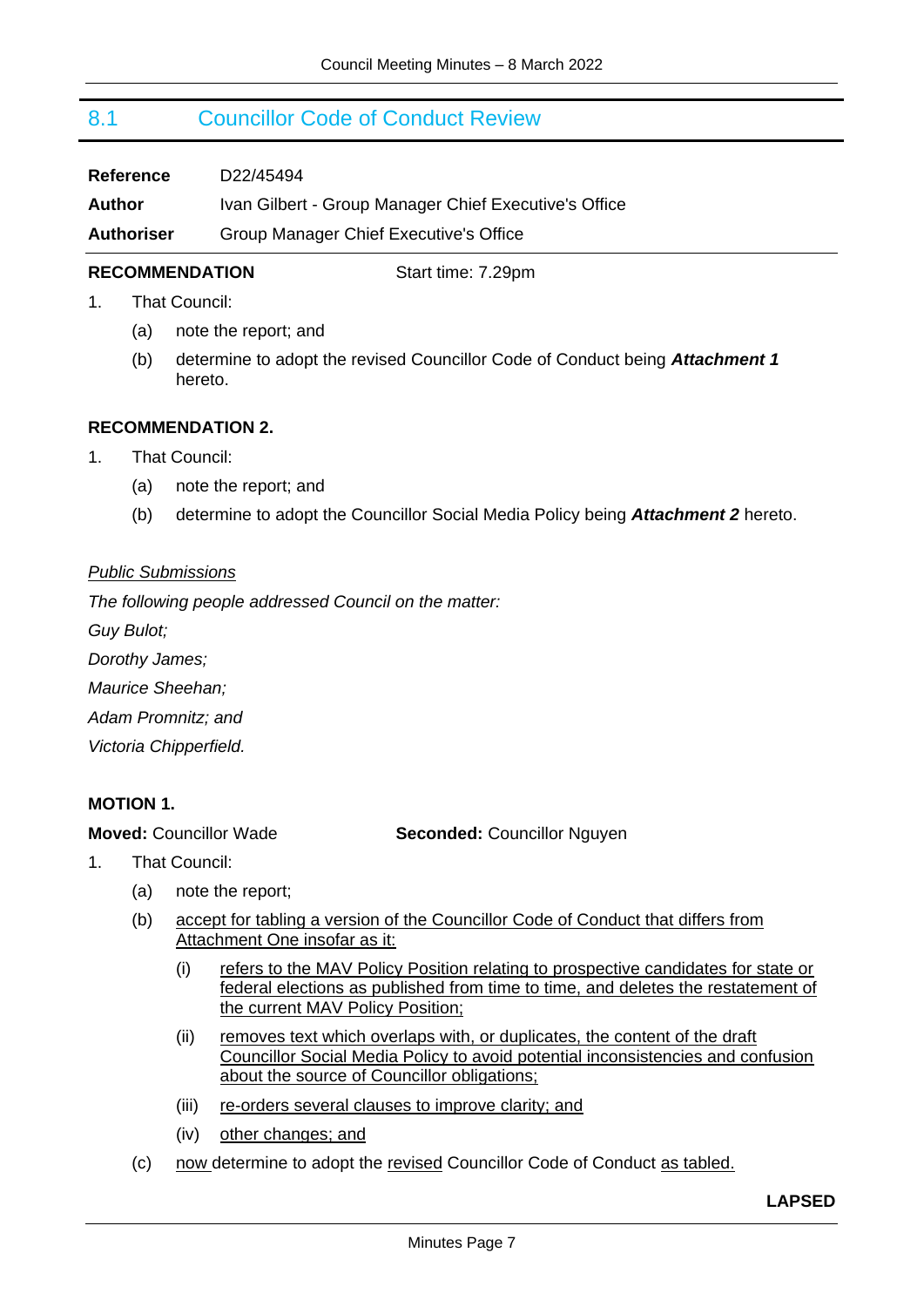## 8.1 Councillor Code of Conduct Review

**Reference** D22/45494

**Author** Ivan Gilbert - Group Manager Chief Executive's Office

**Authoriser** Group Manager Chief Executive's Office

**RECOMMENDATION** Start time: 7.29pm

1. That Council:
   - (a) note the report; and
   - (b) determine to adopt the revised Councillor Code of Conduct being ***Attachment 1*** hereto.

**RECOMMENDATION 2.**

1. That Council:
   - (a) note the report; and
   - (b) determine to adopt the Councillor Social Media Policy being ***Attachment 2*** hereto.

*Public Submissions*

*The following people addressed Council on the matter:*

*Guy Bulot;*

*Dorothy James;*

*Maurice Sheehan;*

*Adam Promnitz; and*

*Victoria Chipperfield.*

**MOTION 1.**

**Moved:** Councillor Wade **Seconded:** Councillor Nguyen

1. That Council:
   - (a) note the report;
   - (b) accept for tabling a version of the Councillor Code of Conduct that differs from Attachment One insofar as it:
     - (i) refers to the MAV Policy Position relating to prospective candidates for state or federal elections as published from time to time, and deletes the restatement of the current MAV Policy Position;
     - (ii) removes text which overlaps with, or duplicates, the content of the draft Councillor Social Media Policy to avoid potential inconsistencies and confusion about the source of Councillor obligations;
     - (iii) re-orders several clauses to improve clarity; and
     - (iv) other changes; and
   - (c) now determine to adopt the revised Councillor Code of Conduct as tabled.

**LAPSED**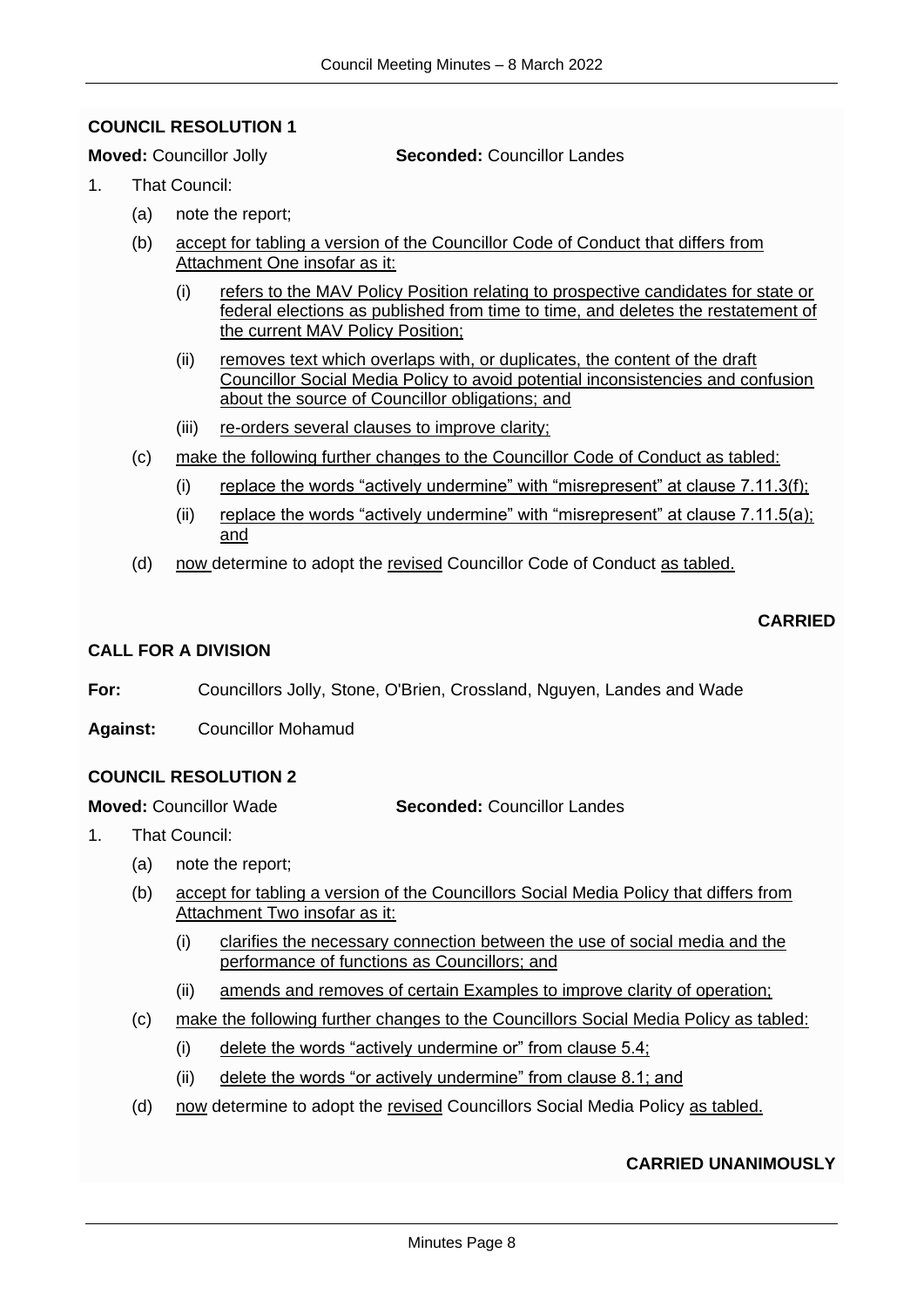**COUNCIL RESOLUTION 1**

**Moved:** Councillor Jolly **Seconded:** Councillor Landes

1. That Council:

    (a) note the report;

    (b) accept for tabling a version of the Councillor Code of Conduct that differs from Attachment One insofar as it:

    (i) refers to the MAV Policy Position relating to prospective candidates for state or federal elections as published from time to time, and deletes the restatement of the current MAV Policy Position;

    (ii) removes text which overlaps with, or duplicates, the content of the draft Councillor Social Media Policy to avoid potential inconsistencies and confusion about the source of Councillor obligations; and

    (iii) re-orders several clauses to improve clarity;

    (c) make the following further changes to the Councillor Code of Conduct as tabled:

    (i) replace the words "actively undermine" with "misrepresent" at clause 7.11.3(f);

    (ii) replace the words "actively undermine" with "misrepresent" at clause 7.11.5(a); and

    (d) now determine to adopt the revised Councillor Code of Conduct as tabled.

**CARRIED**

**CALL FOR A DIVISION**

**For:** Councillors Jolly, Stone, O'Brien, Crossland, Nguyen, Landes and Wade

**Against:** Councillor Mohamud

**COUNCIL RESOLUTION 2**

**Moved:** Councillor Wade **Seconded:** Councillor Landes

1. That Council:

    (a) note the report;

    (b) accept for tabling a version of the Councillors Social Media Policy that differs from Attachment Two insofar as it:

    (i) clarifies the necessary connection between the use of social media and the performance of functions as Councillors; and

    (ii) amends and removes of certain Examples to improve clarity of operation;

    (c) make the following further changes to the Councillors Social Media Policy as tabled:

    (i) delete the words "actively undermine or" from clause 5.4;

    (ii) delete the words "or actively undermine" from clause 8.1; and

    (d) now determine to adopt the revised Councillors Social Media Policy as tabled.

**CARRIED UNANIMOUSLY**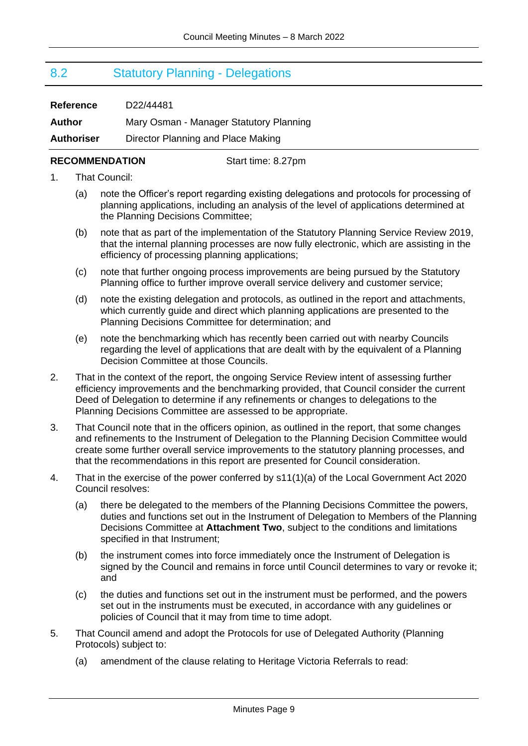## 8.2 Statutory Planning - Delegations

| | |
|---|---|
| **Reference** | D22/44481 |
| **Author** | Mary Osman - Manager Statutory Planning |
| **Authoriser** | Director Planning and Place Making |

**RECOMMENDATION** Start time: 8.27pm

1. That Council:

   (a) note the Officer's report regarding existing delegations and protocols for processing of planning applications, including an analysis of the level of applications determined at the Planning Decisions Committee;

   (b) note that as part of the implementation of the Statutory Planning Service Review 2019, that the internal planning processes are now fully electronic, which are assisting in the efficiency of processing planning applications;

   (c) note that further ongoing process improvements are being pursued by the Statutory Planning office to further improve overall service delivery and customer service;

   (d) note the existing delegation and protocols, as outlined in the report and attachments, which currently guide and direct which planning applications are presented to the Planning Decisions Committee for determination; and

   (e) note the benchmarking which has recently been carried out with nearby Councils regarding the level of applications that are dealt with by the equivalent of a Planning Decision Committee at those Councils.

2. That in the context of the report, the ongoing Service Review intent of assessing further efficiency improvements and the benchmarking provided, that Council consider the current Deed of Delegation to determine if any refinements or changes to delegations to the Planning Decisions Committee are assessed to be appropriate.

3. That Council note that in the officers opinion, as outlined in the report, that some changes and refinements to the Instrument of Delegation to the Planning Decision Committee would create some further overall service improvements to the statutory planning processes, and that the recommendations in this report are presented for Council consideration.

4. That in the exercise of the power conferred by s11(1)(a) of the Local Government Act 2020 Council resolves:

   (a) there be delegated to the members of the Planning Decisions Committee the powers, duties and functions set out in the Instrument of Delegation to Members of the Planning Decisions Committee at **Attachment Two**, subject to the conditions and limitations specified in that Instrument;

   (b) the instrument comes into force immediately once the Instrument of Delegation is signed by the Council and remains in force until Council determines to vary or revoke it; and

   (c) the duties and functions set out in the instrument must be performed, and the powers set out in the instruments must be executed, in accordance with any guidelines or policies of Council that it may from time to time adopt.

5. That Council amend and adopt the Protocols for use of Delegated Authority (Planning Protocols) subject to:

   (a) amendment of the clause relating to Heritage Victoria Referrals to read: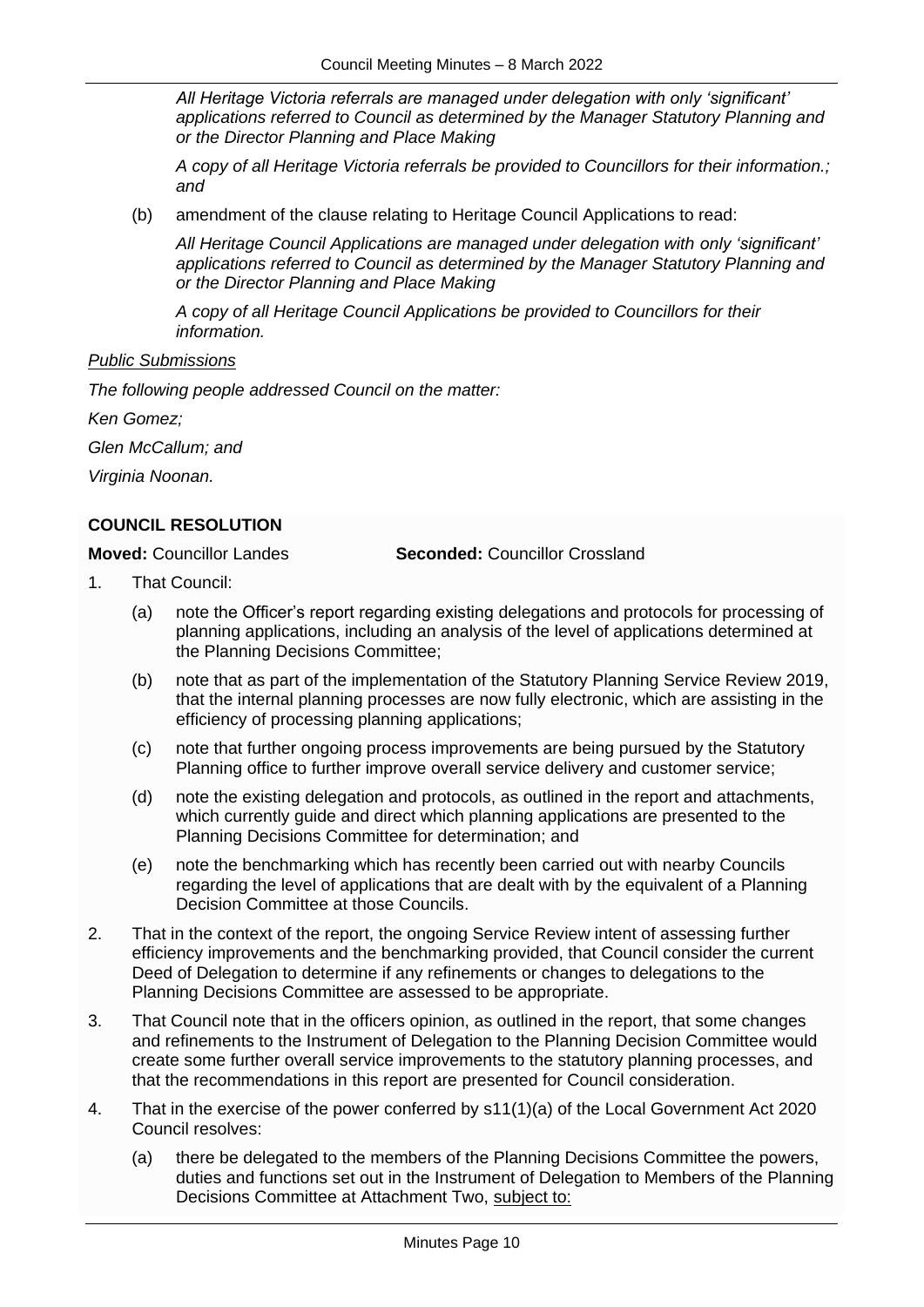*All Heritage Victoria referrals are managed under delegation with only 'significant' applications referred to Council as determined by the Manager Statutory Planning and or the Director Planning and Place Making*

*A copy of all Heritage Victoria referrals be provided to Councillors for their information.; and*

(b) amendment of the clause relating to Heritage Council Applications to read:

*All Heritage Council Applications are managed under delegation with only 'significant' applications referred to Council as determined by the Manager Statutory Planning and or the Director Planning and Place Making*

*A copy of all Heritage Council Applications be provided to Councillors for their information.*

*Public Submissions*

*The following people addressed Council on the matter:*

*Ken Gomez;*

*Glen McCallum; and*

*Virginia Noonan.*

**COUNCIL RESOLUTION**

**Moved:** Councillor Landes **Seconded:** Councillor Crossland

1. That Council:

   (a) note the Officer's report regarding existing delegations and protocols for processing of planning applications, including an analysis of the level of applications determined at the Planning Decisions Committee;

   (b) note that as part of the implementation of the Statutory Planning Service Review 2019, that the internal planning processes are now fully electronic, which are assisting in the efficiency of processing planning applications;

   (c) note that further ongoing process improvements are being pursued by the Statutory Planning office to further improve overall service delivery and customer service;

   (d) note the existing delegation and protocols, as outlined in the report and attachments, which currently guide and direct which planning applications are presented to the Planning Decisions Committee for determination; and

   (e) note the benchmarking which has recently been carried out with nearby Councils regarding the level of applications that are dealt with by the equivalent of a Planning Decision Committee at those Councils.

2. That in the context of the report, the ongoing Service Review intent of assessing further efficiency improvements and the benchmarking provided, that Council consider the current Deed of Delegation to determine if any refinements or changes to delegations to the Planning Decisions Committee are assessed to be appropriate.

3. That Council note that in the officers opinion, as outlined in the report, that some changes and refinements to the Instrument of Delegation to the Planning Decision Committee would create some further overall service improvements to the statutory planning processes, and that the recommendations in this report are presented for Council consideration.

4. That in the exercise of the power conferred by s11(1)(a) of the Local Government Act 2020 Council resolves:

   (a) there be delegated to the members of the Planning Decisions Committee the powers, duties and functions set out in the Instrument of Delegation to Members of the Planning Decisions Committee at Attachment Two, <u>subject to:</u>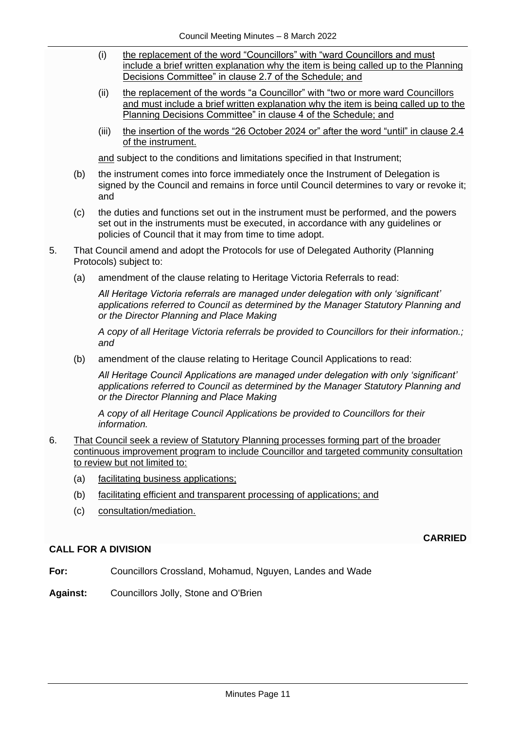(i) the replacement of the word "Councillors" with "ward Councillors and must include a brief written explanation why the item is being called up to the Planning Decisions Committee" in clause 2.7 of the Schedule; and

(ii) the replacement of the words "a Councillor" with "two or more ward Councillors and must include a brief written explanation why the item is being called up to the Planning Decisions Committee" in clause 4 of the Schedule; and

(iii) the insertion of the words "26 October 2024 or" after the word "until" in clause 2.4 of the instrument.

and subject to the conditions and limitations specified in that Instrument;

(b) the instrument comes into force immediately once the Instrument of Delegation is signed by the Council and remains in force until Council determines to vary or revoke it; and

(c) the duties and functions set out in the instrument must be performed, and the powers set out in the instruments must be executed, in accordance with any guidelines or policies of Council that it may from time to time adopt.

5. That Council amend and adopt the Protocols for use of Delegated Authority (Planning Protocols) subject to:

   (a) amendment of the clause relating to Heritage Victoria Referrals to read:

   *All Heritage Victoria referrals are managed under delegation with only 'significant' applications referred to Council as determined by the Manager Statutory Planning and or the Director Planning and Place Making*

   *A copy of all Heritage Victoria referrals be provided to Councillors for their information.; and*

   (b) amendment of the clause relating to Heritage Council Applications to read:

   *All Heritage Council Applications are managed under delegation with only 'significant' applications referred to Council as determined by the Manager Statutory Planning and or the Director Planning and Place Making*

   *A copy of all Heritage Council Applications be provided to Councillors for their information.*

6. That Council seek a review of Statutory Planning processes forming part of the broader continuous improvement program to include Councillor and targeted community consultation to review but not limited to:

   (a) facilitating business applications;

   (b) facilitating efficient and transparent processing of applications; and

   (c) consultation/mediation.

**CARRIED**

**CALL FOR A DIVISION**

**For:** Councillors Crossland, Mohamud, Nguyen, Landes and Wade

**Against:** Councillors Jolly, Stone and O'Brien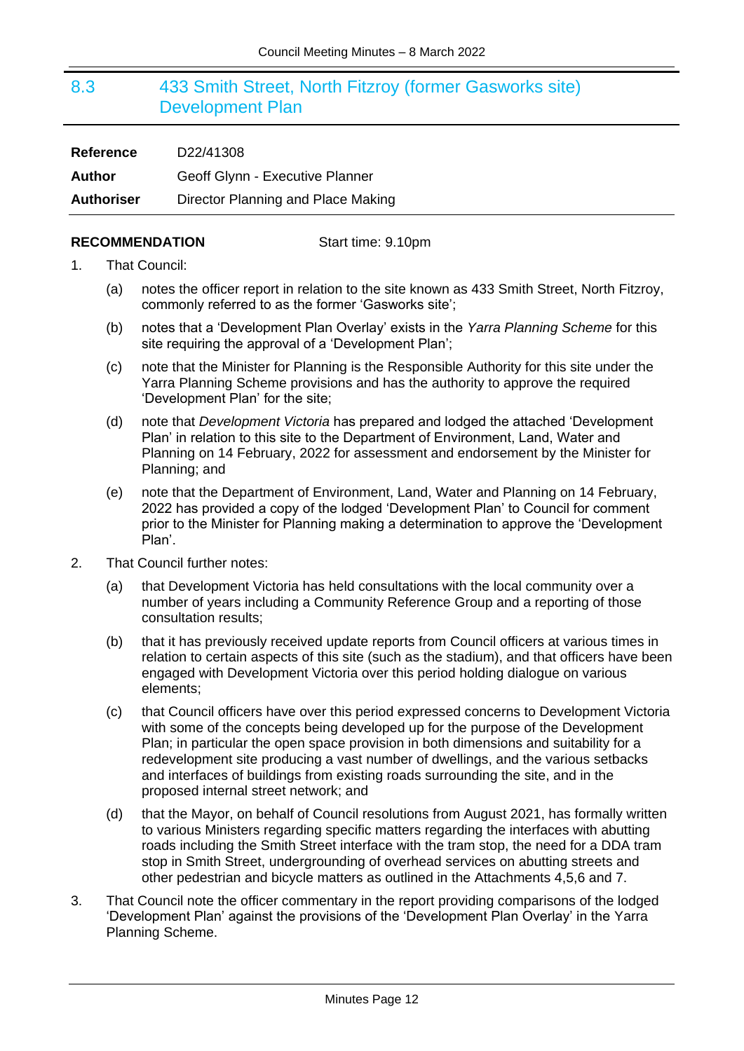## 8.3 433 Smith Street, North Fitzroy (former Gasworks site) Development Plan

| | |
|---|---|
| **Reference** | D22/41308 |
| **Author** | Geoff Glynn - Executive Planner |
| **Authoriser** | Director Planning and Place Making |

**RECOMMENDATION** Start time: 9.10pm

1. That Council:
   (a) notes the officer report in relation to the site known as 433 Smith Street, North Fitzroy, commonly referred to as the former 'Gasworks site';
   (b) notes that a 'Development Plan Overlay' exists in the *Yarra Planning Scheme* for this site requiring the approval of a 'Development Plan';
   (c) note that the Minister for Planning is the Responsible Authority for this site under the Yarra Planning Scheme provisions and has the authority to approve the required 'Development Plan' for the site;
   (d) note that *Development Victoria* has prepared and lodged the attached 'Development Plan' in relation to this site to the Department of Environment, Land, Water and Planning on 14 February, 2022 for assessment and endorsement by the Minister for Planning; and
   (e) note that the Department of Environment, Land, Water and Planning on 14 February, 2022 has provided a copy of the lodged 'Development Plan' to Council for comment prior to the Minister for Planning making a determination to approve the 'Development Plan'.
2. That Council further notes:
   (a) that Development Victoria has held consultations with the local community over a number of years including a Community Reference Group and a reporting of those consultation results;
   (b) that it has previously received update reports from Council officers at various times in relation to certain aspects of this site (such as the stadium), and that officers have been engaged with Development Victoria over this period holding dialogue on various elements;
   (c) that Council officers have over this period expressed concerns to Development Victoria with some of the concepts being developed up for the purpose of the Development Plan; in particular the open space provision in both dimensions and suitability for a redevelopment site producing a vast number of dwellings, and the various setbacks and interfaces of buildings from existing roads surrounding the site, and in the proposed internal street network; and
   (d) that the Mayor, on behalf of Council resolutions from August 2021, has formally written to various Ministers regarding specific matters regarding the interfaces with abutting roads including the Smith Street interface with the tram stop, the need for a DDA tram stop in Smith Street, undergrounding of overhead services on abutting streets and other pedestrian and bicycle matters as outlined in the Attachments 4,5,6 and 7.
3. That Council note the officer commentary in the report providing comparisons of the lodged 'Development Plan' against the provisions of the 'Development Plan Overlay' in the Yarra Planning Scheme.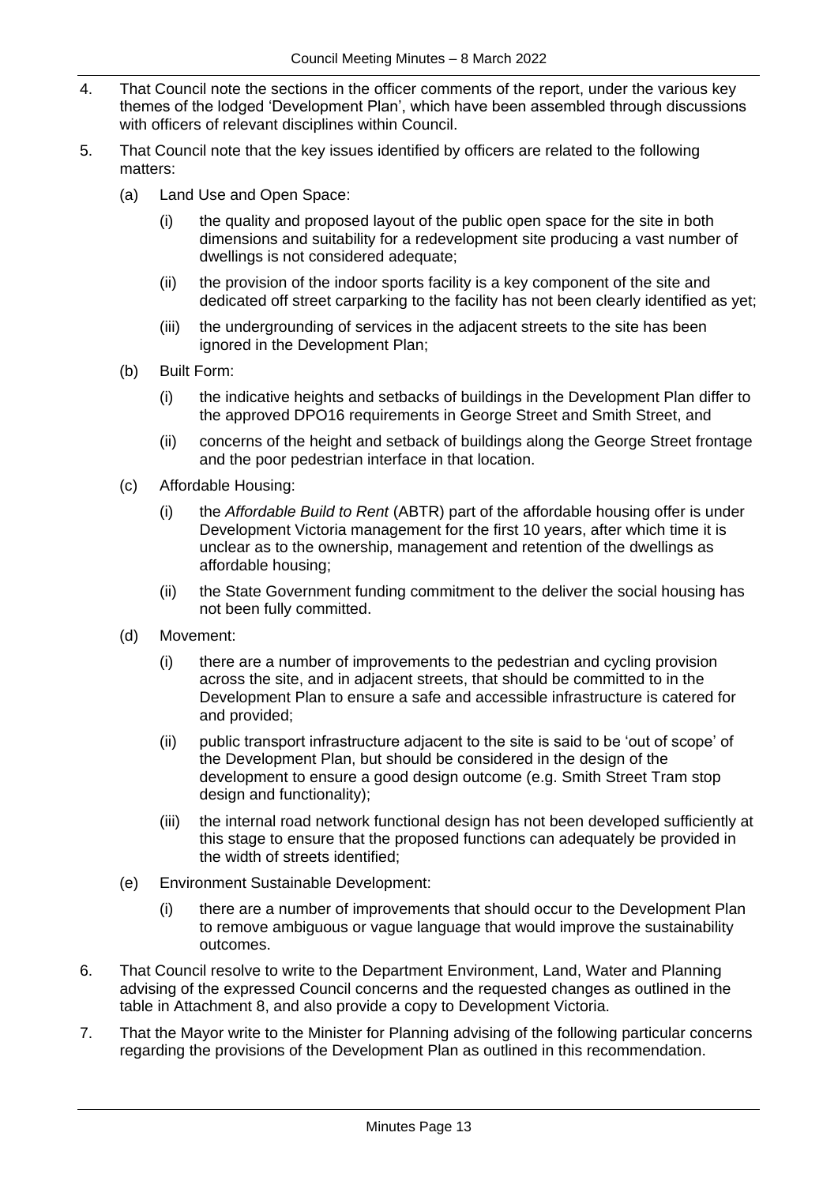4. That Council note the sections in the officer comments of the report, under the various key themes of the lodged 'Development Plan', which have been assembled through discussions with officers of relevant disciplines within Council.

5. That Council note that the key issues identified by officers are related to the following matters:

   (a) Land Use and Open Space:

      (i) the quality and proposed layout of the public open space for the site in both dimensions and suitability for a redevelopment site producing a vast number of dwellings is not considered adequate;

      (ii) the provision of the indoor sports facility is a key component of the site and dedicated off street carparking to the facility has not been clearly identified as yet;

      (iii) the undergrounding of services in the adjacent streets to the site has been ignored in the Development Plan;

   (b) Built Form:

      (i) the indicative heights and setbacks of buildings in the Development Plan differ to the approved DPO16 requirements in George Street and Smith Street, and

      (ii) concerns of the height and setback of buildings along the George Street frontage and the poor pedestrian interface in that location.

   (c) Affordable Housing:

      (i) the *Affordable Build to Rent* (ABTR) part of the affordable housing offer is under Development Victoria management for the first 10 years, after which time it is unclear as to the ownership, management and retention of the dwellings as affordable housing;

      (ii) the State Government funding commitment to the deliver the social housing has not been fully committed.

   (d) Movement:

      (i) there are a number of improvements to the pedestrian and cycling provision across the site, and in adjacent streets, that should be committed to in the Development Plan to ensure a safe and accessible infrastructure is catered for and provided;

      (ii) public transport infrastructure adjacent to the site is said to be 'out of scope' of the Development Plan, but should be considered in the design of the development to ensure a good design outcome (e.g. Smith Street Tram stop design and functionality);

      (iii) the internal road network functional design has not been developed sufficiently at this stage to ensure that the proposed functions can adequately be provided in the width of streets identified;

   (e) Environment Sustainable Development:

      (i) there are a number of improvements that should occur to the Development Plan to remove ambiguous or vague language that would improve the sustainability outcomes.

6. That Council resolve to write to the Department Environment, Land, Water and Planning advising of the expressed Council concerns and the requested changes as outlined in the table in Attachment 8, and also provide a copy to Development Victoria.

7. That the Mayor write to the Minister for Planning advising of the following particular concerns regarding the provisions of the Development Plan as outlined in this recommendation.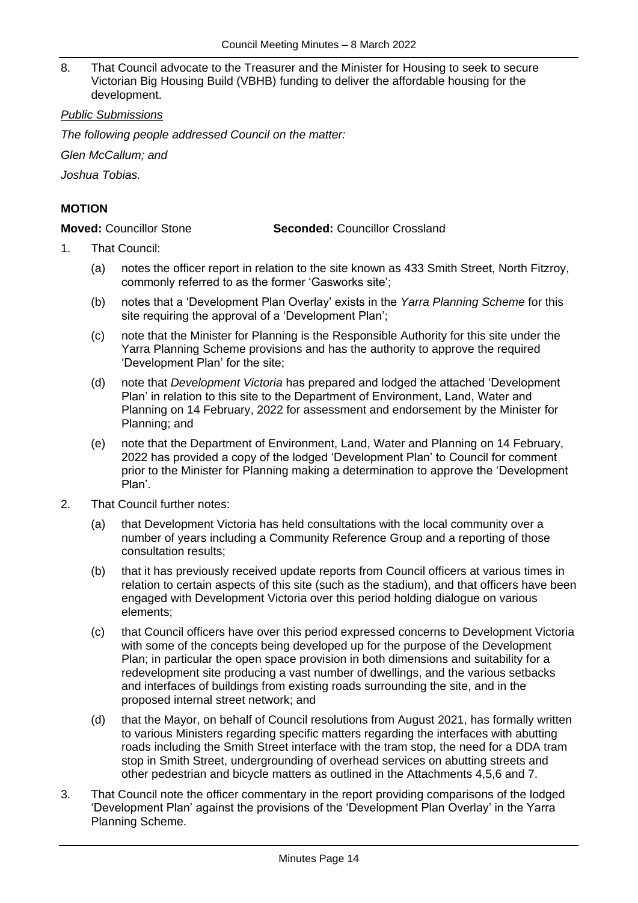8. That Council advocate to the Treasurer and the Minister for Housing to seek to secure Victorian Big Housing Build (VBHB) funding to deliver the affordable housing for the development.

*Public Submissions*

*The following people addressed Council on the matter:*

*Glen McCallum; and*

*Joshua Tobias.*

**MOTION**

**Moved:** Councillor Stone **Seconded:** Councillor Crossland

1. That Council:

   (a) notes the officer report in relation to the site known as 433 Smith Street, North Fitzroy, commonly referred to as the former 'Gasworks site';

   (b) notes that a 'Development Plan Overlay' exists in the *Yarra Planning Scheme* for this site requiring the approval of a 'Development Plan';

   (c) note that the Minister for Planning is the Responsible Authority for this site under the Yarra Planning Scheme provisions and has the authority to approve the required 'Development Plan' for the site;

   (d) note that *Development Victoria* has prepared and lodged the attached 'Development Plan' in relation to this site to the Department of Environment, Land, Water and Planning on 14 February, 2022 for assessment and endorsement by the Minister for Planning; and

   (e) note that the Department of Environment, Land, Water and Planning on 14 February, 2022 has provided a copy of the lodged 'Development Plan' to Council for comment prior to the Minister for Planning making a determination to approve the 'Development Plan'.

2. That Council further notes:

   (a) that Development Victoria has held consultations with the local community over a number of years including a Community Reference Group and a reporting of those consultation results;

   (b) that it has previously received update reports from Council officers at various times in relation to certain aspects of this site (such as the stadium), and that officers have been engaged with Development Victoria over this period holding dialogue on various elements;

   (c) that Council officers have over this period expressed concerns to Development Victoria with some of the concepts being developed up for the purpose of the Development Plan; in particular the open space provision in both dimensions and suitability for a redevelopment site producing a vast number of dwellings, and the various setbacks and interfaces of buildings from existing roads surrounding the site, and in the proposed internal street network; and

   (d) that the Mayor, on behalf of Council resolutions from August 2021, has formally written to various Ministers regarding specific matters regarding the interfaces with abutting roads including the Smith Street interface with the tram stop, the need for a DDA tram stop in Smith Street, undergrounding of overhead services on abutting streets and other pedestrian and bicycle matters as outlined in the Attachments 4,5,6 and 7.

3. That Council note the officer commentary in the report providing comparisons of the lodged 'Development Plan' against the provisions of the 'Development Plan Overlay' in the Yarra Planning Scheme.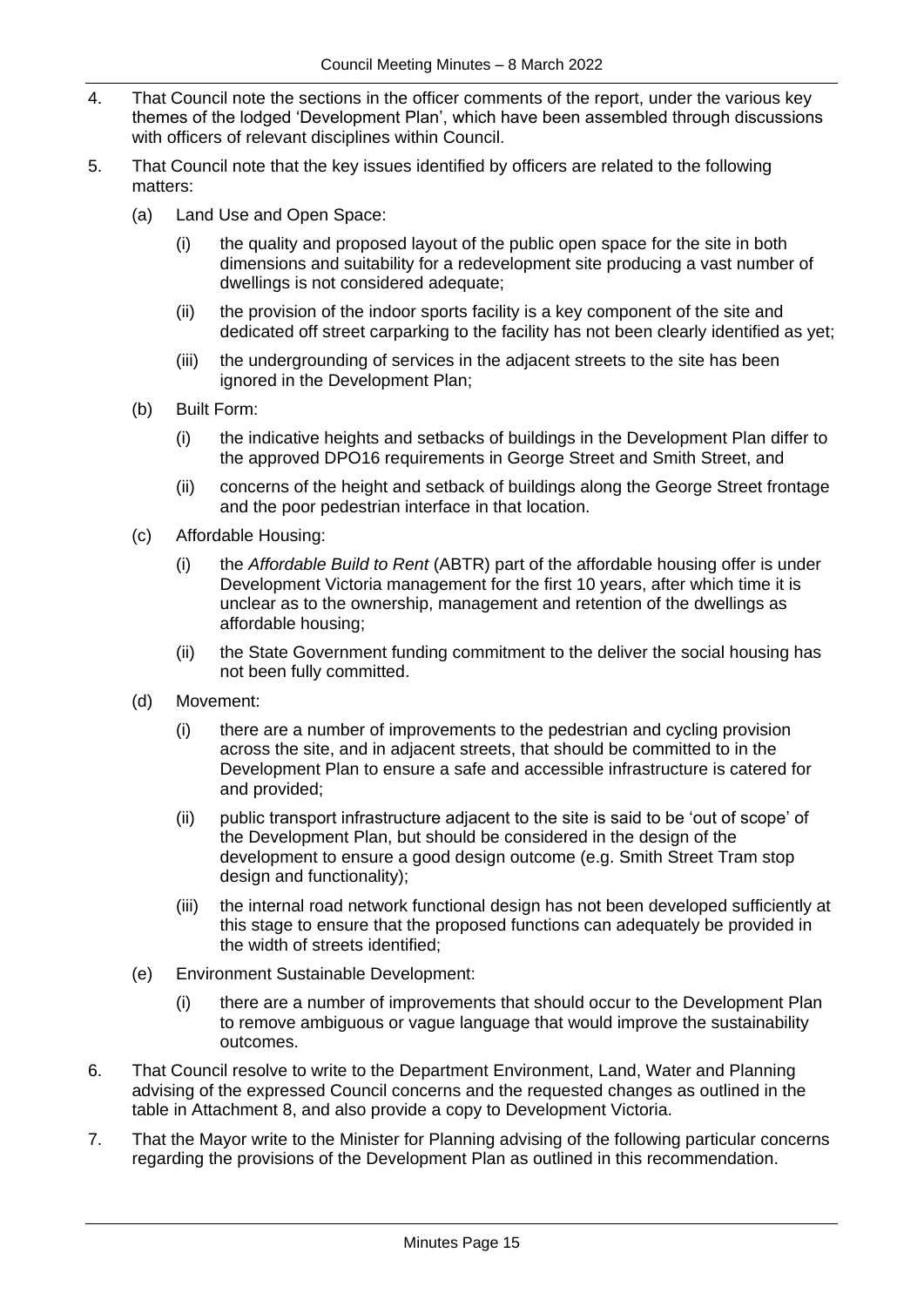4. That Council note the sections in the officer comments of the report, under the various key themes of the lodged 'Development Plan', which have been assembled through discussions with officers of relevant disciplines within Council.

5. That Council note that the key issues identified by officers are related to the following matters:

   (a) Land Use and Open Space:

   (i) the quality and proposed layout of the public open space for the site in both dimensions and suitability for a redevelopment site producing a vast number of dwellings is not considered adequate;

   (ii) the provision of the indoor sports facility is a key component of the site and dedicated off street carparking to the facility has not been clearly identified as yet;

   (iii) the undergrounding of services in the adjacent streets to the site has been ignored in the Development Plan;

   (b) Built Form:

   (i) the indicative heights and setbacks of buildings in the Development Plan differ to the approved DPO16 requirements in George Street and Smith Street, and

   (ii) concerns of the height and setback of buildings along the George Street frontage and the poor pedestrian interface in that location.

   (c) Affordable Housing:

   (i) the *Affordable Build to Rent* (ABTR) part of the affordable housing offer is under Development Victoria management for the first 10 years, after which time it is unclear as to the ownership, management and retention of the dwellings as affordable housing;

   (ii) the State Government funding commitment to the deliver the social housing has not been fully committed.

   (d) Movement:

   (i) there are a number of improvements to the pedestrian and cycling provision across the site, and in adjacent streets, that should be committed to in the Development Plan to ensure a safe and accessible infrastructure is catered for and provided;

   (ii) public transport infrastructure adjacent to the site is said to be 'out of scope' of the Development Plan, but should be considered in the design of the development to ensure a good design outcome (e.g. Smith Street Tram stop design and functionality);

   (iii) the internal road network functional design has not been developed sufficiently at this stage to ensure that the proposed functions can adequately be provided in the width of streets identified;

   (e) Environment Sustainable Development:

   (i) there are a number of improvements that should occur to the Development Plan to remove ambiguous or vague language that would improve the sustainability outcomes.

6. That Council resolve to write to the Department Environment, Land, Water and Planning advising of the expressed Council concerns and the requested changes as outlined in the table in Attachment 8, and also provide a copy to Development Victoria.

7. That the Mayor write to the Minister for Planning advising of the following particular concerns regarding the provisions of the Development Plan as outlined in this recommendation.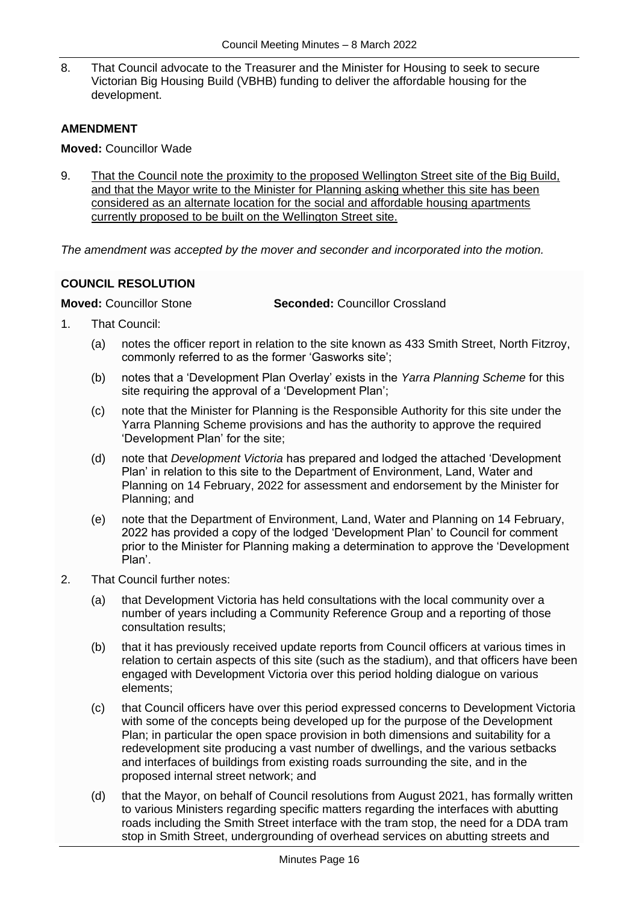8. That Council advocate to the Treasurer and the Minister for Housing to seek to secure Victorian Big Housing Build (VBHB) funding to deliver the affordable housing for the development.

**AMENDMENT**

**Moved:** Councillor Wade

9. <u>That the Council note the proximity to the proposed Wellington Street site of the Big Build, and that the Mayor write to the Minister for Planning asking whether this site has been considered as an alternate location for the social and affordable housing apartments currently proposed to be built on the Wellington Street site.</u>

*The amendment was accepted by the mover and seconder and incorporated into the motion.*

**COUNCIL RESOLUTION**

**Moved:** Councillor Stone **Seconded:** Councillor Crossland

1. That Council:

   (a) notes the officer report in relation to the site known as 433 Smith Street, North Fitzroy, commonly referred to as the former 'Gasworks site';

   (b) notes that a 'Development Plan Overlay' exists in the *Yarra Planning Scheme* for this site requiring the approval of a 'Development Plan';

   (c) note that the Minister for Planning is the Responsible Authority for this site under the Yarra Planning Scheme provisions and has the authority to approve the required 'Development Plan' for the site;

   (d) note that *Development Victoria* has prepared and lodged the attached 'Development Plan' in relation to this site to the Department of Environment, Land, Water and Planning on 14 February, 2022 for assessment and endorsement by the Minister for Planning; and

   (e) note that the Department of Environment, Land, Water and Planning on 14 February, 2022 has provided a copy of the lodged 'Development Plan' to Council for comment prior to the Minister for Planning making a determination to approve the 'Development Plan'.

2. That Council further notes:

   (a) that Development Victoria has held consultations with the local community over a number of years including a Community Reference Group and a reporting of those consultation results;

   (b) that it has previously received update reports from Council officers at various times in relation to certain aspects of this site (such as the stadium), and that officers have been engaged with Development Victoria over this period holding dialogue on various elements;

   (c) that Council officers have over this period expressed concerns to Development Victoria with some of the concepts being developed up for the purpose of the Development Plan; in particular the open space provision in both dimensions and suitability for a redevelopment site producing a vast number of dwellings, and the various setbacks and interfaces of buildings from existing roads surrounding the site, and in the proposed internal street network; and

   (d) that the Mayor, on behalf of Council resolutions from August 2021, has formally written to various Ministers regarding specific matters regarding the interfaces with abutting roads including the Smith Street interface with the tram stop, the need for a DDA tram stop in Smith Street, undergrounding of overhead services on abutting streets and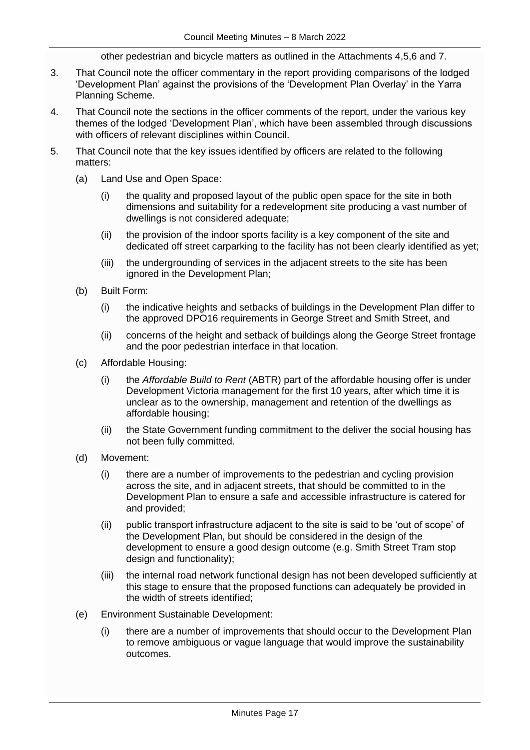other pedestrian and bicycle matters as outlined in the Attachments 4,5,6 and 7.

3. That Council note the officer commentary in the report providing comparisons of the lodged 'Development Plan' against the provisions of the 'Development Plan Overlay' in the Yarra Planning Scheme.

4. That Council note the sections in the officer comments of the report, under the various key themes of the lodged 'Development Plan', which have been assembled through discussions with officers of relevant disciplines within Council.

5. That Council note that the key issues identified by officers are related to the following matters:

   (a) Land Use and Open Space:

      (i) the quality and proposed layout of the public open space for the site in both dimensions and suitability for a redevelopment site producing a vast number of dwellings is not considered adequate;

      (ii) the provision of the indoor sports facility is a key component of the site and dedicated off street carparking to the facility has not been clearly identified as yet;

      (iii) the undergrounding of services in the adjacent streets to the site has been ignored in the Development Plan;

   (b) Built Form:

      (i) the indicative heights and setbacks of buildings in the Development Plan differ to the approved DPO16 requirements in George Street and Smith Street, and

      (ii) concerns of the height and setback of buildings along the George Street frontage and the poor pedestrian interface in that location.

   (c) Affordable Housing:

      (i) the *Affordable Build to Rent* (ABTR) part of the affordable housing offer is under Development Victoria management for the first 10 years, after which time it is unclear as to the ownership, management and retention of the dwellings as affordable housing;

      (ii) the State Government funding commitment to the deliver the social housing has not been fully committed.

   (d) Movement:

      (i) there are a number of improvements to the pedestrian and cycling provision across the site, and in adjacent streets, that should be committed to in the Development Plan to ensure a safe and accessible infrastructure is catered for and provided;

      (ii) public transport infrastructure adjacent to the site is said to be 'out of scope' of the Development Plan, but should be considered in the design of the development to ensure a good design outcome (e.g. Smith Street Tram stop design and functionality);

      (iii) the internal road network functional design has not been developed sufficiently at this stage to ensure that the proposed functions can adequately be provided in the width of streets identified;

   (e) Environment Sustainable Development:

      (i) there are a number of improvements that should occur to the Development Plan to remove ambiguous or vague language that would improve the sustainability outcomes.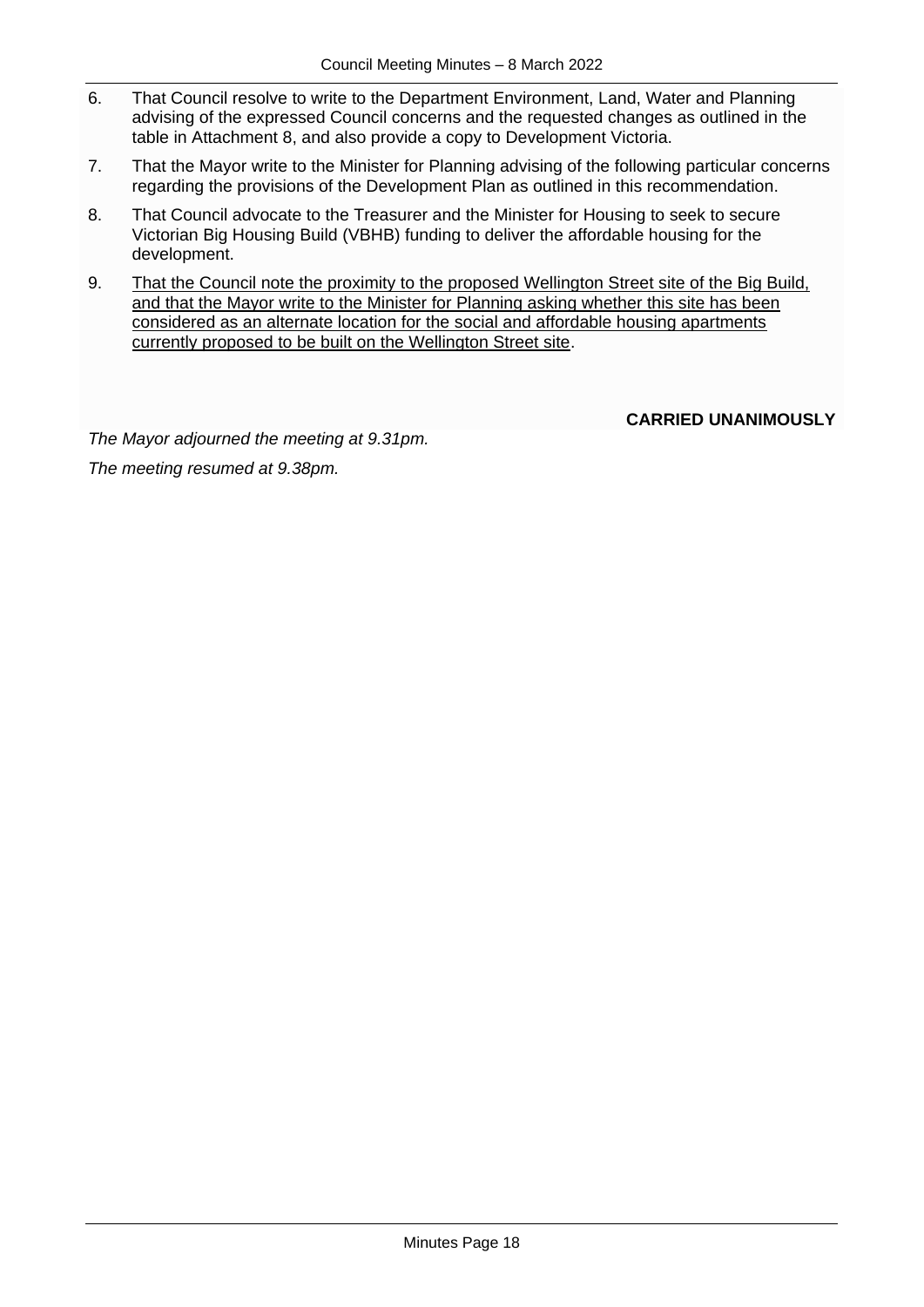6. That Council resolve to write to the Department Environment, Land, Water and Planning advising of the expressed Council concerns and the requested changes as outlined in the table in Attachment 8, and also provide a copy to Development Victoria.

7. That the Mayor write to the Minister for Planning advising of the following particular concerns regarding the provisions of the Development Plan as outlined in this recommendation.

8. That Council advocate to the Treasurer and the Minister for Housing to seek to secure Victorian Big Housing Build (VBHB) funding to deliver the affordable housing for the development.

9. <u>That the Council note the proximity to the proposed Wellington Street site of the Big Build, and that the Mayor write to the Minister for Planning asking whether this site has been considered as an alternate location for the social and affordable housing apartments currently proposed to be built on the Wellington Street site</u>.

**CARRIED UNANIMOUSLY**

*The Mayor adjourned the meeting at 9.31pm.*

*The meeting resumed at 9.38pm.*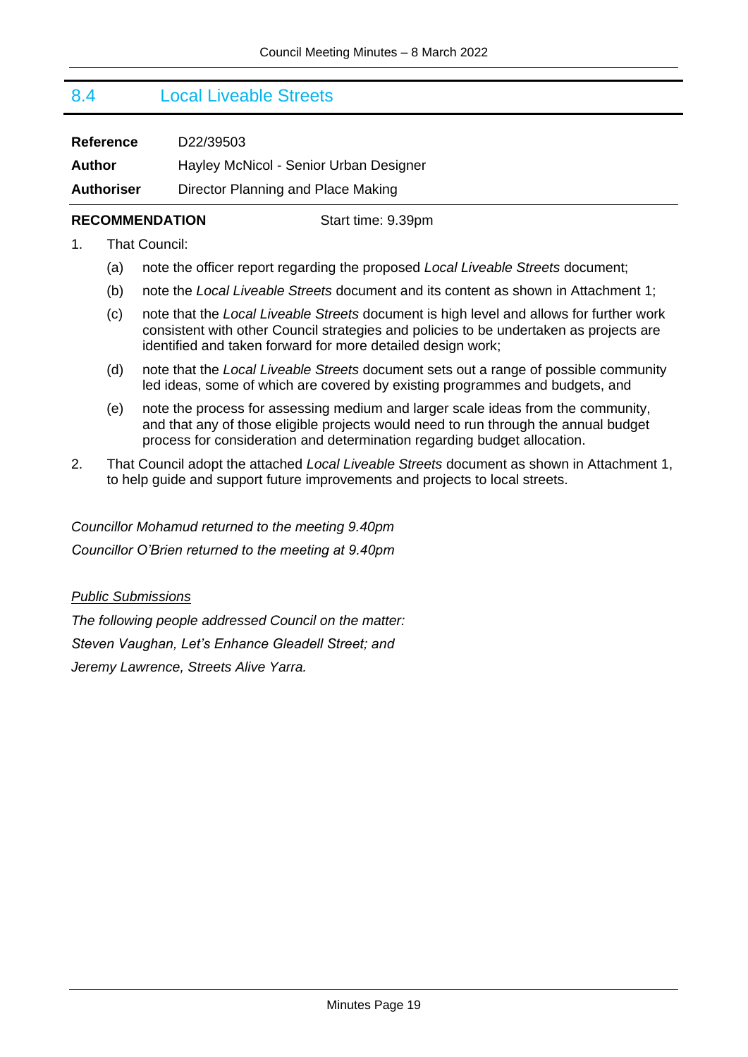## 8.4 Local Liveable Streets

**Reference** D22/39503

**Author** Hayley McNicol - Senior Urban Designer

**Authoriser** Director Planning and Place Making

**RECOMMENDATION** Start time: 9.39pm

1. That Council:
   - (a) note the officer report regarding the proposed *Local Liveable Streets* document;
   - (b) note the *Local Liveable Streets* document and its content as shown in Attachment 1;
   - (c) note that the *Local Liveable Streets* document is high level and allows for further work consistent with other Council strategies and policies to be undertaken as projects are identified and taken forward for more detailed design work;
   - (d) note that the *Local Liveable Streets* document sets out a range of possible community led ideas, some of which are covered by existing programmes and budgets, and
   - (e) note the process for assessing medium and larger scale ideas from the community, and that any of those eligible projects would need to run through the annual budget process for consideration and determination regarding budget allocation.
2. That Council adopt the attached *Local Liveable Streets* document as shown in Attachment 1, to help guide and support future improvements and projects to local streets.

*Councillor Mohamud returned to the meeting 9.40pm*

*Councillor O'Brien returned to the meeting at 9.40pm*

*Public Submissions*

*The following people addressed Council on the matter:*

*Steven Vaughan, Let's Enhance Gleadell Street; and*

*Jeremy Lawrence, Streets Alive Yarra.*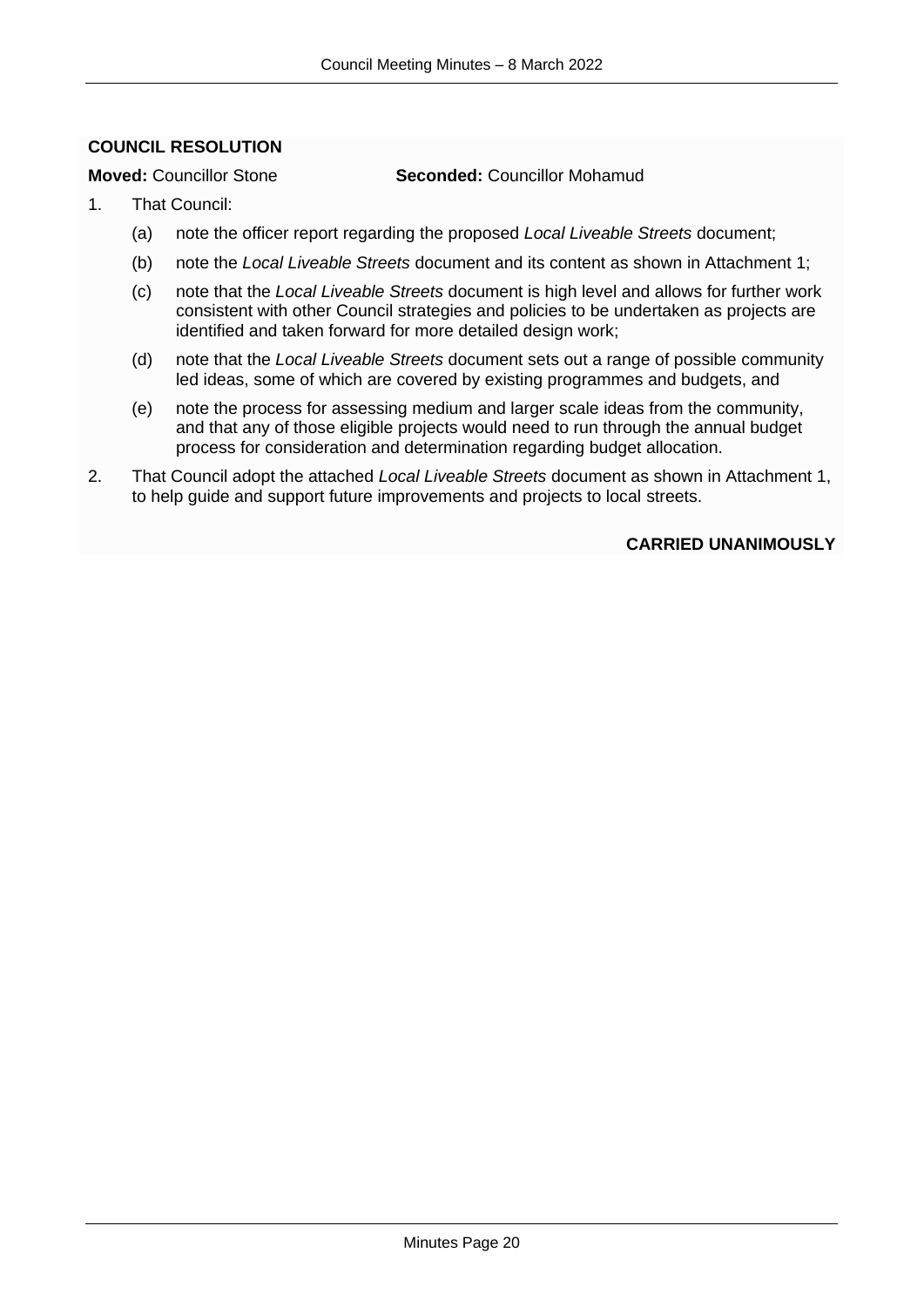**COUNCIL RESOLUTION**

**Moved:** Councillor Stone **Seconded:** Councillor Mohamud

1. That Council:

   (a) note the officer report regarding the proposed *Local Liveable Streets* document;

   (b) note the *Local Liveable Streets* document and its content as shown in Attachment 1;

   (c) note that the *Local Liveable Streets* document is high level and allows for further work consistent with other Council strategies and policies to be undertaken as projects are identified and taken forward for more detailed design work;

   (d) note that the *Local Liveable Streets* document sets out a range of possible community led ideas, some of which are covered by existing programmes and budgets, and

   (e) note the process for assessing medium and larger scale ideas from the community, and that any of those eligible projects would need to run through the annual budget process for consideration and determination regarding budget allocation.

2. That Council adopt the attached *Local Liveable Streets* document as shown in Attachment 1, to help guide and support future improvements and projects to local streets.

**CARRIED UNANIMOUSLY**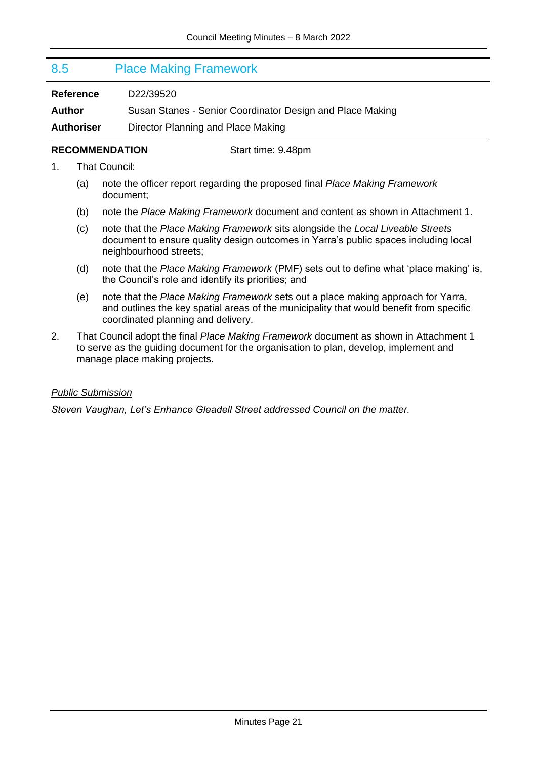## 8.5 Place Making Framework

**Reference** D22/39520

**Author** Susan Stanes - Senior Coordinator Design and Place Making

**Authoriser** Director Planning and Place Making

**RECOMMENDATION** Start time: 9.48pm

1. That Council:

    (a) note the officer report regarding the proposed final *Place Making Framework* document;

    (b) note the *Place Making Framework* document and content as shown in Attachment 1.

    (c) note that the *Place Making Framework* sits alongside the *Local Liveable Streets* document to ensure quality design outcomes in Yarra's public spaces including local neighbourhood streets;

    (d) note that the *Place Making Framework* (PMF) sets out to define what 'place making' is, the Council's role and identify its priorities; and

    (e) note that the *Place Making Framework* sets out a place making approach for Yarra, and outlines the key spatial areas of the municipality that would benefit from specific coordinated planning and delivery.

2. That Council adopt the final *Place Making Framework* document as shown in Attachment 1 to serve as the guiding document for the organisation to plan, develop, implement and manage place making projects.

*<u>Public Submission</u>*

*Steven Vaughan, Let's Enhance Gleadell Street addressed Council on the matter.*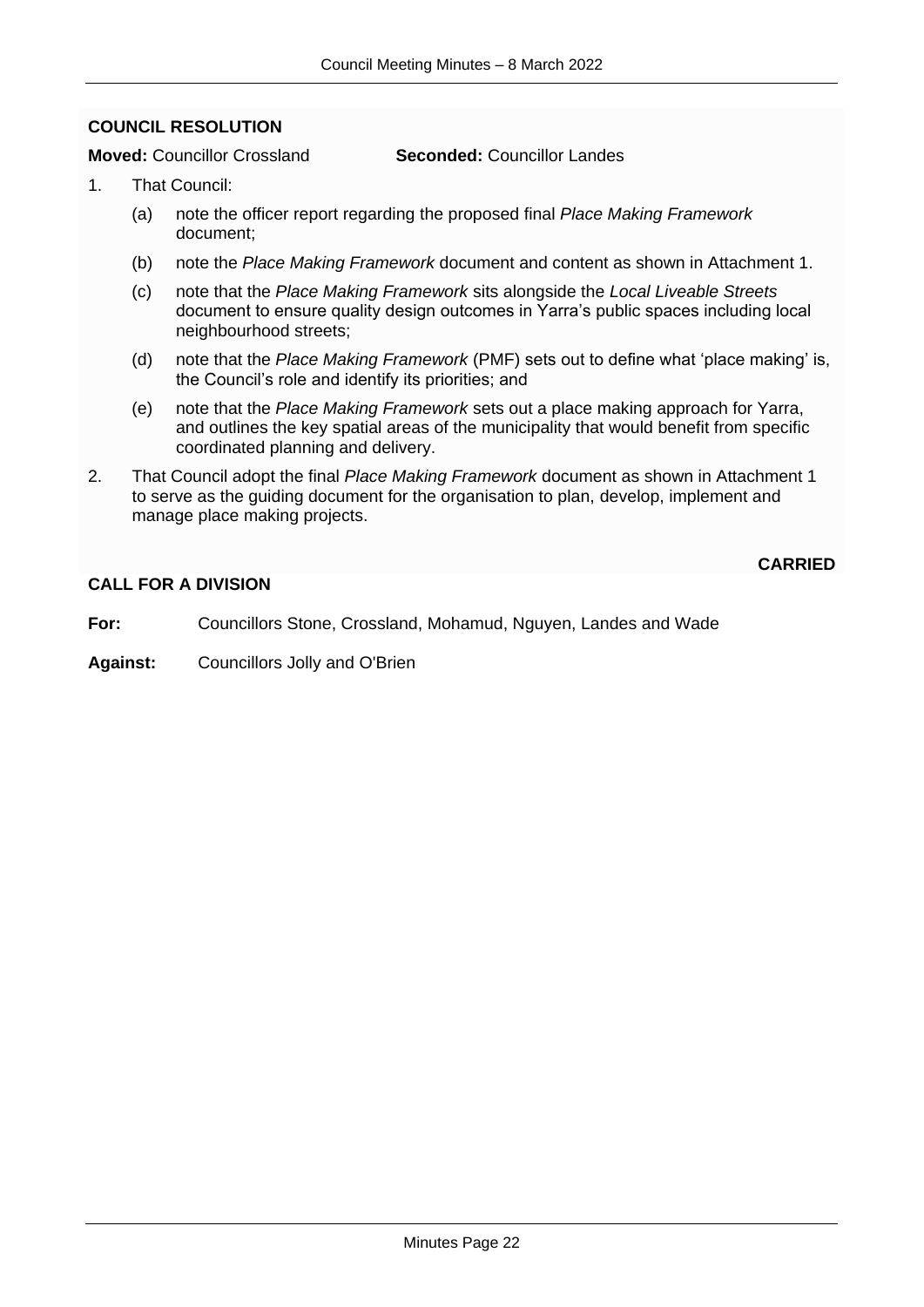**COUNCIL RESOLUTION**

**Moved:** Councillor Crossland **Seconded:** Councillor Landes

1. That Council:

   (a) note the officer report regarding the proposed final *Place Making Framework* document;

   (b) note the *Place Making Framework* document and content as shown in Attachment 1.

   (c) note that the *Place Making Framework* sits alongside the *Local Liveable Streets* document to ensure quality design outcomes in Yarra's public spaces including local neighbourhood streets;

   (d) note that the *Place Making Framework* (PMF) sets out to define what 'place making' is, the Council's role and identify its priorities; and

   (e) note that the *Place Making Framework* sets out a place making approach for Yarra, and outlines the key spatial areas of the municipality that would benefit from specific coordinated planning and delivery.

2. That Council adopt the final *Place Making Framework* document as shown in Attachment 1 to serve as the guiding document for the organisation to plan, develop, implement and manage place making projects.

**CARRIED**

**CALL FOR A DIVISION**

**For:** Councillors Stone, Crossland, Mohamud, Nguyen, Landes and Wade

**Against:** Councillors Jolly and O'Brien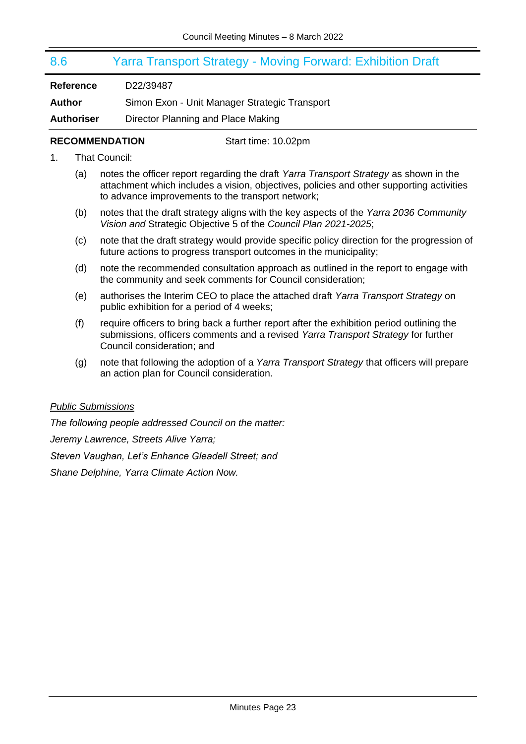## 8.6 Yarra Transport Strategy - Moving Forward: Exhibition Draft

**Reference** D22/39487

**Author** Simon Exon - Unit Manager Strategic Transport

**Authoriser** Director Planning and Place Making

**RECOMMENDATION** Start time: 10.02pm

1. That Council:

   (a) notes the officer report regarding the draft *Yarra Transport Strategy* as shown in the attachment which includes a vision, objectives, policies and other supporting activities to advance improvements to the transport network;

   (b) notes that the draft strategy aligns with the key aspects of the *Yarra 2036 Community Vision and* Strategic Objective 5 of the *Council Plan 2021-2025*;

   (c) note that the draft strategy would provide specific policy direction for the progression of future actions to progress transport outcomes in the municipality;

   (d) note the recommended consultation approach as outlined in the report to engage with the community and seek comments for Council consideration;

   (e) authorises the Interim CEO to place the attached draft *Yarra Transport Strategy* on public exhibition for a period of 4 weeks;

   (f) require officers to bring back a further report after the exhibition period outlining the submissions, officers comments and a revised *Yarra Transport Strategy* for further Council consideration; and

   (g) note that following the adoption of a *Yarra Transport Strategy* that officers will prepare an action plan for Council consideration.

*Public Submissions*

*The following people addressed Council on the matter:*

*Jeremy Lawrence, Streets Alive Yarra;*

*Steven Vaughan, Let's Enhance Gleadell Street; and*

*Shane Delphine, Yarra Climate Action Now.*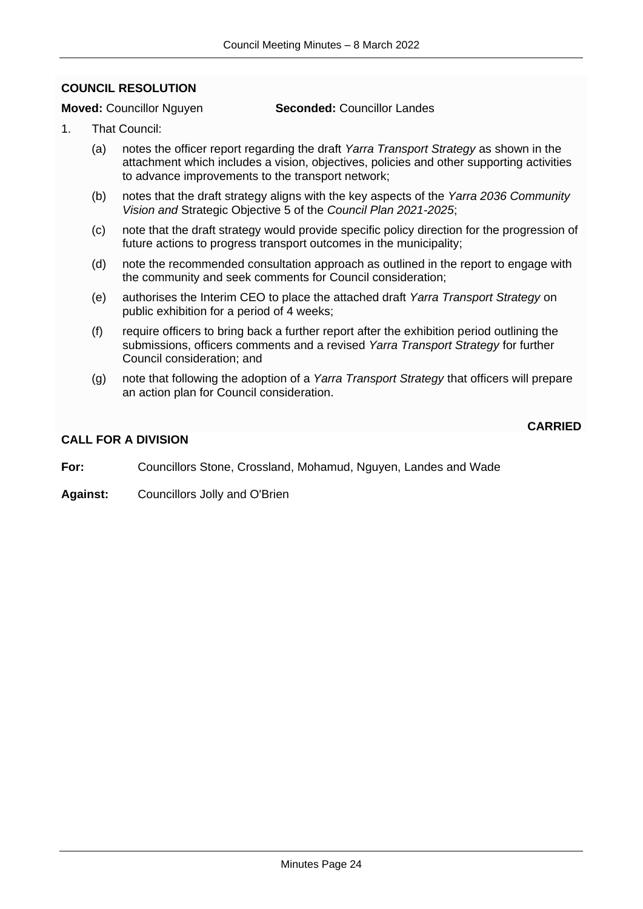**COUNCIL RESOLUTION**

**Moved:** Councillor Nguyen **Seconded:** Councillor Landes

1. That Council:

   (a) notes the officer report regarding the draft *Yarra Transport Strategy* as shown in the attachment which includes a vision, objectives, policies and other supporting activities to advance improvements to the transport network;

   (b) notes that the draft strategy aligns with the key aspects of the *Yarra 2036 Community Vision and* Strategic Objective 5 of the *Council Plan 2021-2025*;

   (c) note that the draft strategy would provide specific policy direction for the progression of future actions to progress transport outcomes in the municipality;

   (d) note the recommended consultation approach as outlined in the report to engage with the community and seek comments for Council consideration;

   (e) authorises the Interim CEO to place the attached draft *Yarra Transport Strategy* on public exhibition for a period of 4 weeks;

   (f) require officers to bring back a further report after the exhibition period outlining the submissions, officers comments and a revised *Yarra Transport Strategy* for further Council consideration; and

   (g) note that following the adoption of a *Yarra Transport Strategy* that officers will prepare an action plan for Council consideration.

**CARRIED**

**CALL FOR A DIVISION**

**For:** Councillors Stone, Crossland, Mohamud, Nguyen, Landes and Wade

**Against:** Councillors Jolly and O'Brien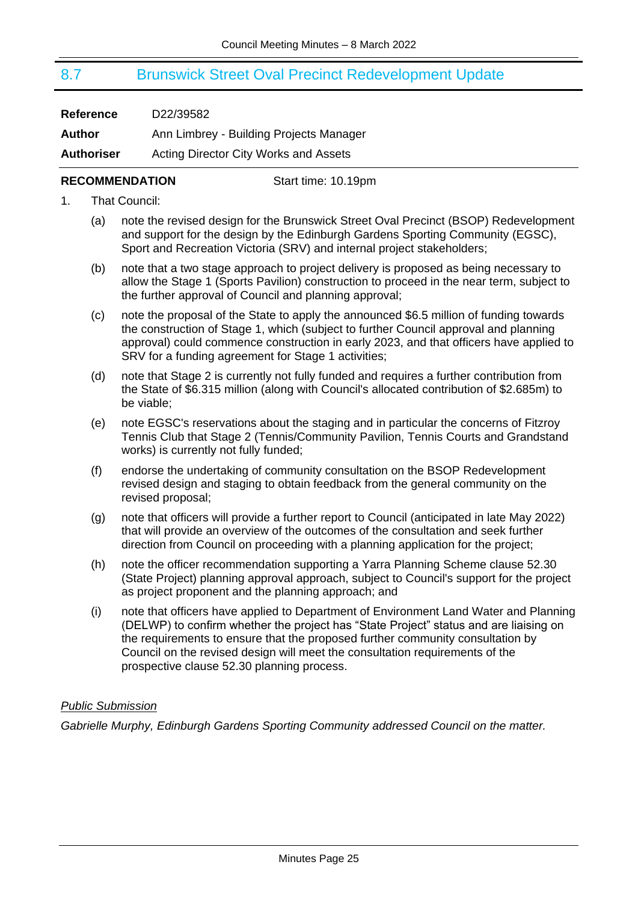## 8.7 Brunswick Street Oval Precinct Redevelopment Update

**Reference** D22/39582

**Author** Ann Limbrey - Building Projects Manager

**Authoriser** Acting Director City Works and Assets

**RECOMMENDATION** Start time: 10.19pm

1. That Council:

   (a) note the revised design for the Brunswick Street Oval Precinct (BSOP) Redevelopment and support for the design by the Edinburgh Gardens Sporting Community (EGSC), Sport and Recreation Victoria (SRV) and internal project stakeholders;

   (b) note that a two stage approach to project delivery is proposed as being necessary to allow the Stage 1 (Sports Pavilion) construction to proceed in the near term, subject to the further approval of Council and planning approval;

   (c) note the proposal of the State to apply the announced $6.5 million of funding towards the construction of Stage 1, which (subject to further Council approval and planning approval) could commence construction in early 2023, and that officers have applied to SRV for a funding agreement for Stage 1 activities;

   (d) note that Stage 2 is currently not fully funded and requires a further contribution from the State of $6.315 million (along with Council's allocated contribution of $2.685m) to be viable;

   (e) note EGSC's reservations about the staging and in particular the concerns of Fitzroy Tennis Club that Stage 2 (Tennis/Community Pavilion, Tennis Courts and Grandstand works) is currently not fully funded;

   (f) endorse the undertaking of community consultation on the BSOP Redevelopment revised design and staging to obtain feedback from the general community on the revised proposal;

   (g) note that officers will provide a further report to Council (anticipated in late May 2022) that will provide an overview of the outcomes of the consultation and seek further direction from Council on proceeding with a planning application for the project;

   (h) note the officer recommendation supporting a Yarra Planning Scheme clause 52.30 (State Project) planning approval approach, subject to Council's support for the project as project proponent and the planning approach; and

   (i) note that officers have applied to Department of Environment Land Water and Planning (DELWP) to confirm whether the project has "State Project" status and are liaising on the requirements to ensure that the proposed further community consultation by Council on the revised design will meet the consultation requirements of the prospective clause 52.30 planning process.

*Public Submission*

*Gabrielle Murphy, Edinburgh Gardens Sporting Community addressed Council on the matter.*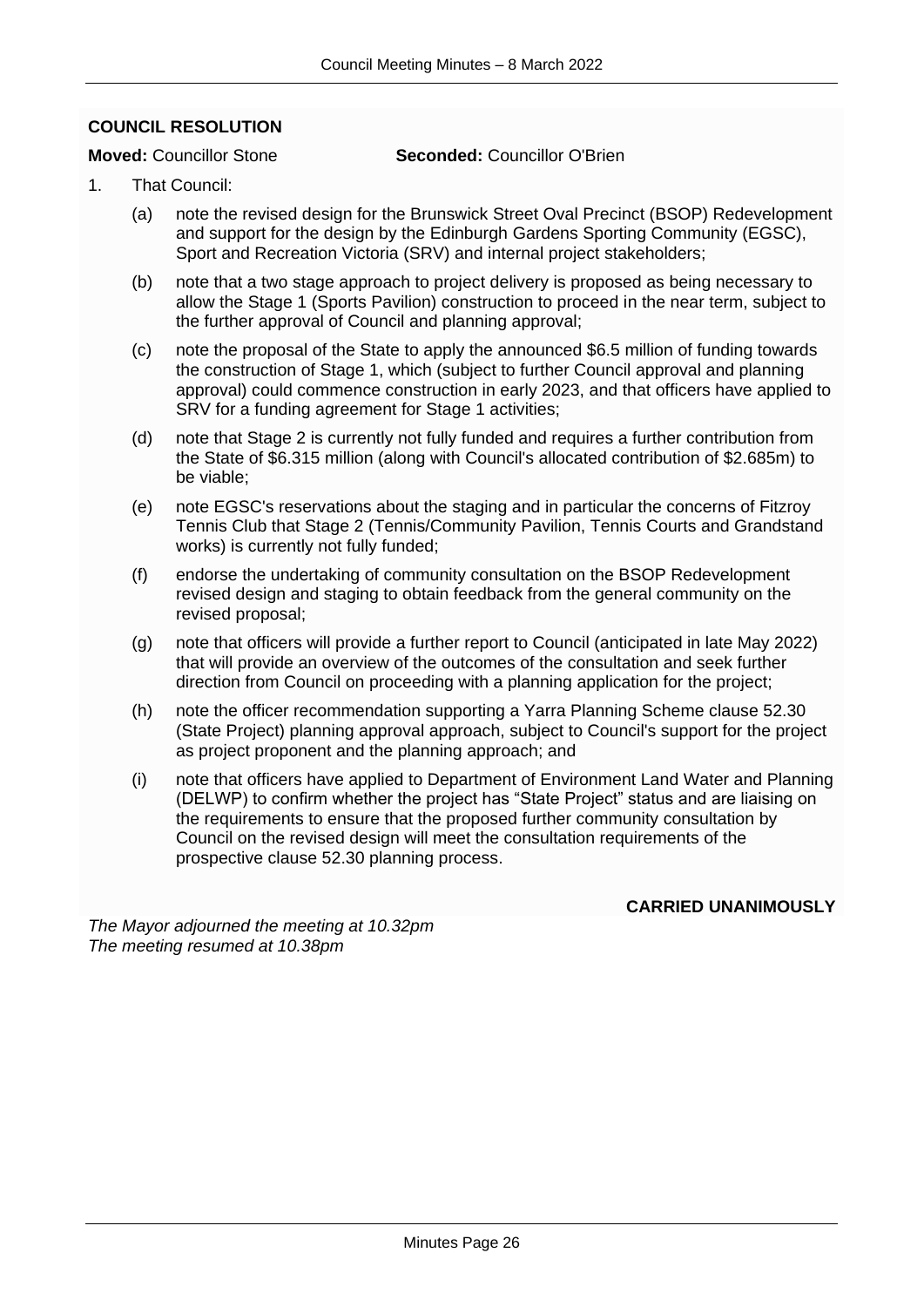**COUNCIL RESOLUTION**

**Moved:** Councillor Stone **Seconded:** Councillor O'Brien

1. That Council:

   (a) note the revised design for the Brunswick Street Oval Precinct (BSOP) Redevelopment and support for the design by the Edinburgh Gardens Sporting Community (EGSC), Sport and Recreation Victoria (SRV) and internal project stakeholders;

   (b) note that a two stage approach to project delivery is proposed as being necessary to allow the Stage 1 (Sports Pavilion) construction to proceed in the near term, subject to the further approval of Council and planning approval;

   (c) note the proposal of the State to apply the announced $6.5 million of funding towards the construction of Stage 1, which (subject to further Council approval and planning approval) could commence construction in early 2023, and that officers have applied to SRV for a funding agreement for Stage 1 activities;

   (d) note that Stage 2 is currently not fully funded and requires a further contribution from the State of $6.315 million (along with Council's allocated contribution of $2.685m) to be viable;

   (e) note EGSC's reservations about the staging and in particular the concerns of Fitzroy Tennis Club that Stage 2 (Tennis/Community Pavilion, Tennis Courts and Grandstand works) is currently not fully funded;

   (f) endorse the undertaking of community consultation on the BSOP Redevelopment revised design and staging to obtain feedback from the general community on the revised proposal;

   (g) note that officers will provide a further report to Council (anticipated in late May 2022) that will provide an overview of the outcomes of the consultation and seek further direction from Council on proceeding with a planning application for the project;

   (h) note the officer recommendation supporting a Yarra Planning Scheme clause 52.30 (State Project) planning approval approach, subject to Council's support for the project as project proponent and the planning approach; and

   (i) note that officers have applied to Department of Environment Land Water and Planning (DELWP) to confirm whether the project has "State Project" status and are liaising on the requirements to ensure that the proposed further community consultation by Council on the revised design will meet the consultation requirements of the prospective clause 52.30 planning process.

**CARRIED UNANIMOUSLY**

*The Mayor adjourned the meeting at 10.32pm*
*The meeting resumed at 10.38pm*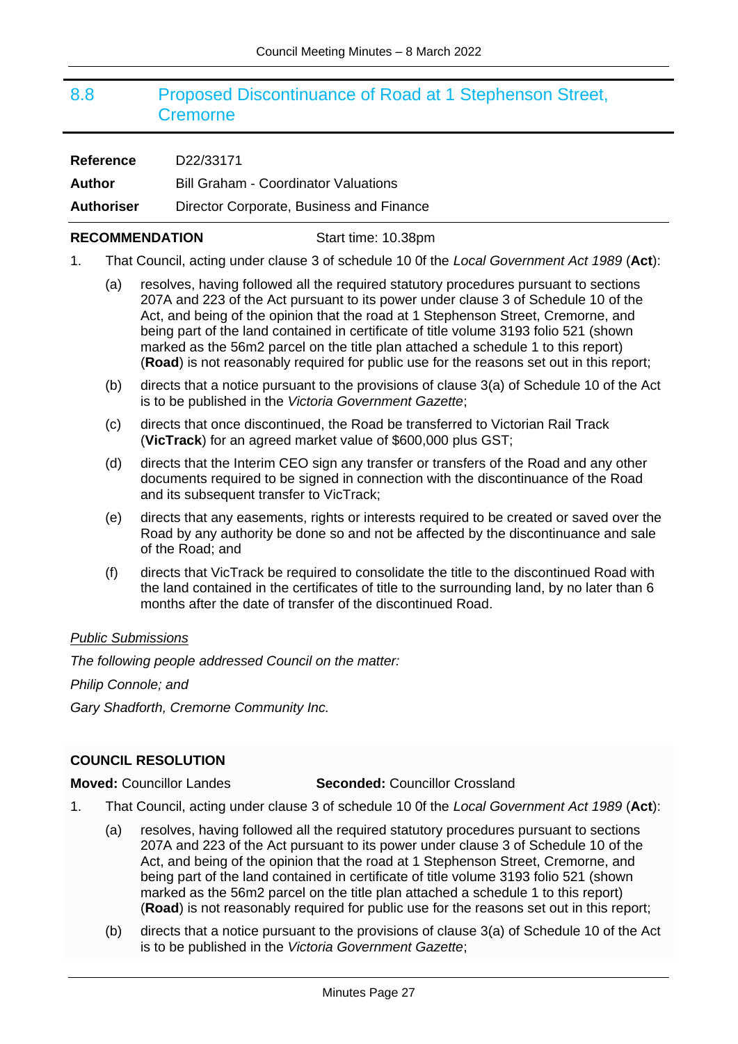## 8.8 Proposed Discontinuance of Road at 1 Stephenson Street, Cremorne

**Reference** D22/33171

**Author** Bill Graham - Coordinator Valuations

**Authoriser** Director Corporate, Business and Finance

**RECOMMENDATION** Start time: 10.38pm

1. That Council, acting under clause 3 of schedule 10 0f the *Local Government Act 1989* (**Act**):

   (a) resolves, having followed all the required statutory procedures pursuant to sections 207A and 223 of the Act pursuant to its power under clause 3 of Schedule 10 of the Act, and being of the opinion that the road at 1 Stephenson Street, Cremorne, and being part of the land contained in certificate of title volume 3193 folio 521 (shown marked as the 56m2 parcel on the title plan attached a schedule 1 to this report) (**Road**) is not reasonably required for public use for the reasons set out in this report;

   (b) directs that a notice pursuant to the provisions of clause 3(a) of Schedule 10 of the Act is to be published in the *Victoria Government Gazette*;

   (c) directs that once discontinued, the Road be transferred to Victorian Rail Track (**VicTrack**) for an agreed market value of $600,000 plus GST;

   (d) directs that the Interim CEO sign any transfer or transfers of the Road and any other documents required to be signed in connection with the discontinuance of the Road and its subsequent transfer to VicTrack;

   (e) directs that any easements, rights or interests required to be created or saved over the Road by any authority be done so and not be affected by the discontinuance and sale of the Road; and

   (f) directs that VicTrack be required to consolidate the title to the discontinued Road with the land contained in the certificates of title to the surrounding land, by no later than 6 months after the date of transfer of the discontinued Road.

*Public Submissions*

*The following people addressed Council on the matter:*

*Philip Connole; and*

*Gary Shadforth, Cremorne Community Inc.*

**COUNCIL RESOLUTION**

**Moved:** Councillor Landes **Seconded:** Councillor Crossland

1. That Council, acting under clause 3 of schedule 10 0f the *Local Government Act 1989* (**Act**):

   (a) resolves, having followed all the required statutory procedures pursuant to sections 207A and 223 of the Act pursuant to its power under clause 3 of Schedule 10 of the Act, and being of the opinion that the road at 1 Stephenson Street, Cremorne, and being part of the land contained in certificate of title volume 3193 folio 521 (shown marked as the 56m2 parcel on the title plan attached a schedule 1 to this report) (**Road**) is not reasonably required for public use for the reasons set out in this report;

   (b) directs that a notice pursuant to the provisions of clause 3(a) of Schedule 10 of the Act is to be published in the *Victoria Government Gazette*;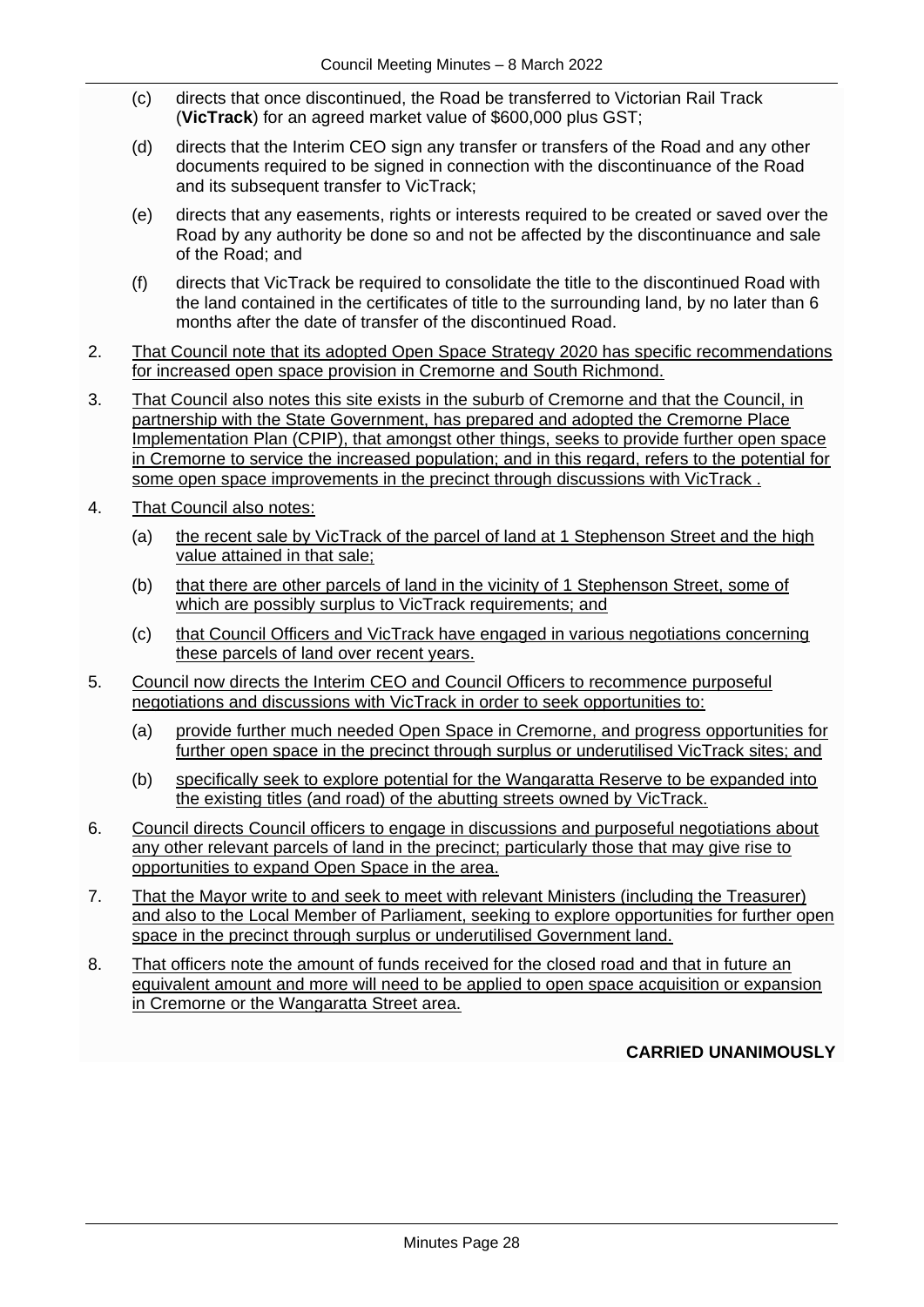(c) directs that once discontinued, the Road be transferred to Victorian Rail Track (**VicTrack**) for an agreed market value of $600,000 plus GST;

(d) directs that the Interim CEO sign any transfer or transfers of the Road and any other documents required to be signed in connection with the discontinuance of the Road and its subsequent transfer to VicTrack;

(e) directs that any easements, rights or interests required to be created or saved over the Road by any authority be done so and not be affected by the discontinuance and sale of the Road; and

(f) directs that VicTrack be required to consolidate the title to the discontinued Road with the land contained in the certificates of title to the surrounding land, by no later than 6 months after the date of transfer of the discontinued Road.

2. <u>That Council note that its adopted Open Space Strategy 2020 has specific recommendations for increased open space provision in Cremorne and South Richmond.</u>

3. <u>That Council also notes this site exists in the suburb of Cremorne and that the Council, in partnership with the State Government, has prepared and adopted the Cremorne Place Implementation Plan (CPIP), that amongst other things, seeks to provide further open space in Cremorne to service the increased population; and in this regard, refers to the potential for some open space improvements in the precinct through discussions with VicTrack .</u>

4. <u>That Council also notes:</u>

   (a) <u>the recent sale by VicTrack of the parcel of land at 1 Stephenson Street and the high value attained in that sale;</u>

   (b) <u>that there are other parcels of land in the vicinity of 1 Stephenson Street, some of which are possibly surplus to VicTrack requirements; and</u>

   (c) <u>that Council Officers and VicTrack have engaged in various negotiations concerning these parcels of land over recent years.</u>

5. <u>Council now directs the Interim CEO and Council Officers to recommence purposeful negotiations and discussions with VicTrack in order to seek opportunities to:</u>

   (a) <u>provide further much needed Open Space in Cremorne, and progress opportunities for further open space in the precinct through surplus or underutilised VicTrack sites; and</u>

   (b) <u>specifically seek to explore potential for the Wangaratta Reserve to be expanded into the existing titles (and road) of the abutting streets owned by VicTrack.</u>

6. <u>Council directs Council officers to engage in discussions and purposeful negotiations about any other relevant parcels of land in the precinct; particularly those that may give rise to opportunities to expand Open Space in the area.</u>

7. <u>That the Mayor write to and seek to meet with relevant Ministers (including the Treasurer) and also to the Local Member of Parliament, seeking to explore opportunities for further open space in the precinct through surplus or underutilised Government land.</u>

8. <u>That officers note the amount of funds received for the closed road and that in future an equivalent amount and more will need to be applied to open space acquisition or expansion in Cremorne or the Wangaratta Street area.</u>

**CARRIED UNANIMOUSLY**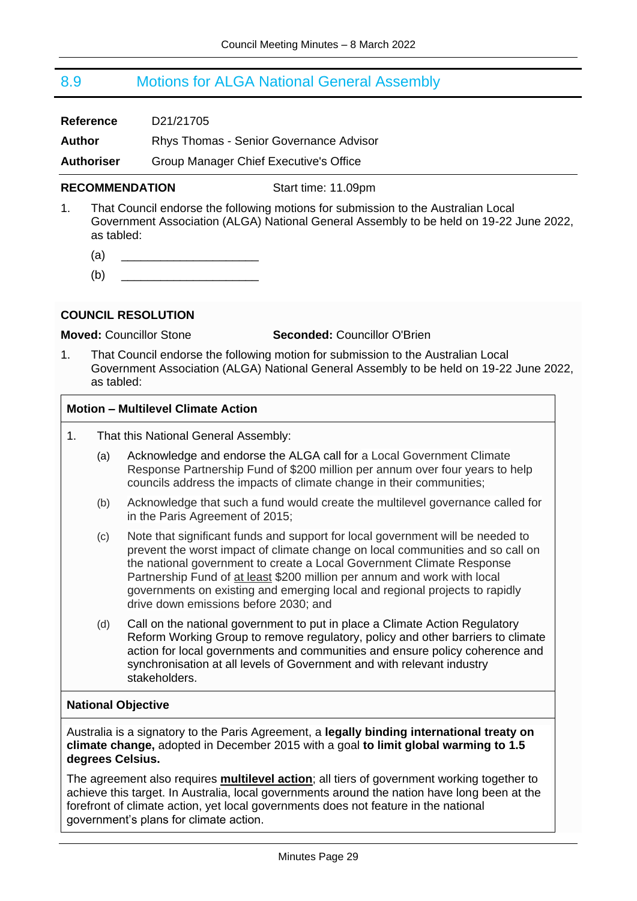## 8.9 Motions for ALGA National General Assembly

**Reference** D21/21705

**Author** Rhys Thomas - Senior Governance Advisor

**Authoriser** Group Manager Chief Executive's Office

**RECOMMENDATION** Start time: 11.09pm

1. That Council endorse the following motions for submission to the Australian Local Government Association (ALGA) National General Assembly to be held on 19-22 June 2022, as tabled:

   (a) ____________________

   (b) ____________________

**COUNCIL RESOLUTION**

**Moved:** Councillor Stone **Seconded:** Councillor O'Brien

1. That Council endorse the following motion for submission to the Australian Local Government Association (ALGA) National General Assembly to be held on 19-22 June 2022, as tabled:

**Motion – Multilevel Climate Action**

1. That this National General Assembly:

   (a) Acknowledge and endorse the ALGA call for a Local Government Climate Response Partnership Fund of $200 million per annum over four years to help councils address the impacts of climate change in their communities;

   (b) Acknowledge that such a fund would create the multilevel governance called for in the Paris Agreement of 2015;

   (c) Note that significant funds and support for local government will be needed to prevent the worst impact of climate change on local communities and so call on the national government to create a Local Government Climate Response Partnership Fund of <u>at least</u> $200 million per annum and work with local governments on existing and emerging local and regional projects to rapidly drive down emissions before 2030; and

   (d) Call on the national government to put in place a Climate Action Regulatory Reform Working Group to remove regulatory, policy and other barriers to climate action for local governments and communities and ensure policy coherence and synchronisation at all levels of Government and with relevant industry stakeholders.

**National Objective**

Australia is a signatory to the Paris Agreement, a **legally binding international treaty on climate change,** adopted in December 2015 with a goal **to limit global warming to 1.5 degrees Celsius.**

The agreement also requires **<u>multilevel action</u>**; all tiers of government working together to achieve this target. In Australia, local governments around the nation have long been at the forefront of climate action, yet local governments does not feature in the national government's plans for climate action.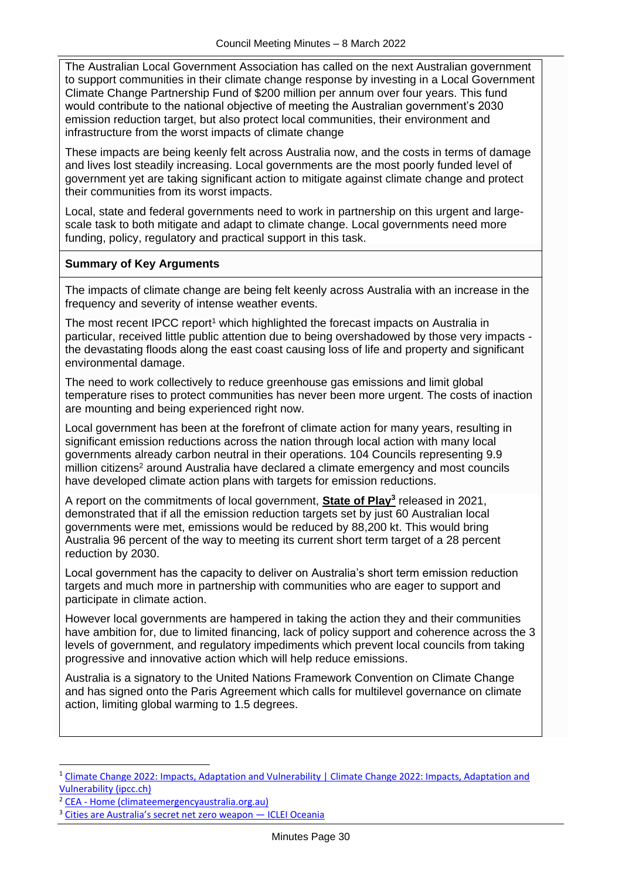The Australian Local Government Association has called on the next Australian government to support communities in their climate change response by investing in a Local Government Climate Change Partnership Fund of $200 million per annum over four years. This fund would contribute to the national objective of meeting the Australian government's 2030 emission reduction target, but also protect local communities, their environment and infrastructure from the worst impacts of climate change

These impacts are being keenly felt across Australia now, and the costs in terms of damage and lives lost steadily increasing. Local governments are the most poorly funded level of government yet are taking significant action to mitigate against climate change and protect their communities from its worst impacts.

Local, state and federal governments need to work in partnership on this urgent and large-scale task to both mitigate and adapt to climate change. Local governments need more funding, policy, regulatory and practical support in this task.

**Summary of Key Arguments**

The impacts of climate change are being felt keenly across Australia with an increase in the frequency and severity of intense weather events.

The most recent IPCC report[1] which highlighted the forecast impacts on Australia in particular, received little public attention due to being overshadowed by those very impacts - the devastating floods along the east coast causing loss of life and property and significant environmental damage.

The need to work collectively to reduce greenhouse gas emissions and limit global temperature rises to protect communities has never been more urgent. The costs of inaction are mounting and being experienced right now.

Local government has been at the forefront of climate action for many years, resulting in significant emission reductions across the nation through local action with many local governments already carbon neutral in their operations. 104 Councils representing 9.9 million citizens[2] around Australia have declared a climate emergency and most councils have developed climate action plans with targets for emission reductions.

A report on the commitments of local government, **State of Play**[3] released in 2021, demonstrated that if all the emission reduction targets set by just 60 Australian local governments were met, emissions would be reduced by 88,200 kt. This would bring Australia 96 percent of the way to meeting its current short term target of a 28 percent reduction by 2030.

Local government has the capacity to deliver on Australia's short term emission reduction targets and much more in partnership with communities who are eager to support and participate in climate action.

However local governments are hampered in taking the action they and their communities have ambition for, due to limited financing, lack of policy support and coherence across the 3 levels of government, and regulatory impediments which prevent local councils from taking progressive and innovative action which will help reduce emissions.

Australia is a signatory to the United Nations Framework Convention on Climate Change and has signed onto the Paris Agreement which calls for multilevel governance on climate action, limiting global warming to 1.5 degrees.

---

[1] Climate Change 2022: Impacts, Adaptation and Vulnerability | Climate Change 2022: Impacts, Adaptation and Vulnerability (ipcc.ch)

[2] CEA - Home (climateemergencyaustralia.org.au)

[3] Cities are Australia's secret net zero weapon — ICLEI Oceania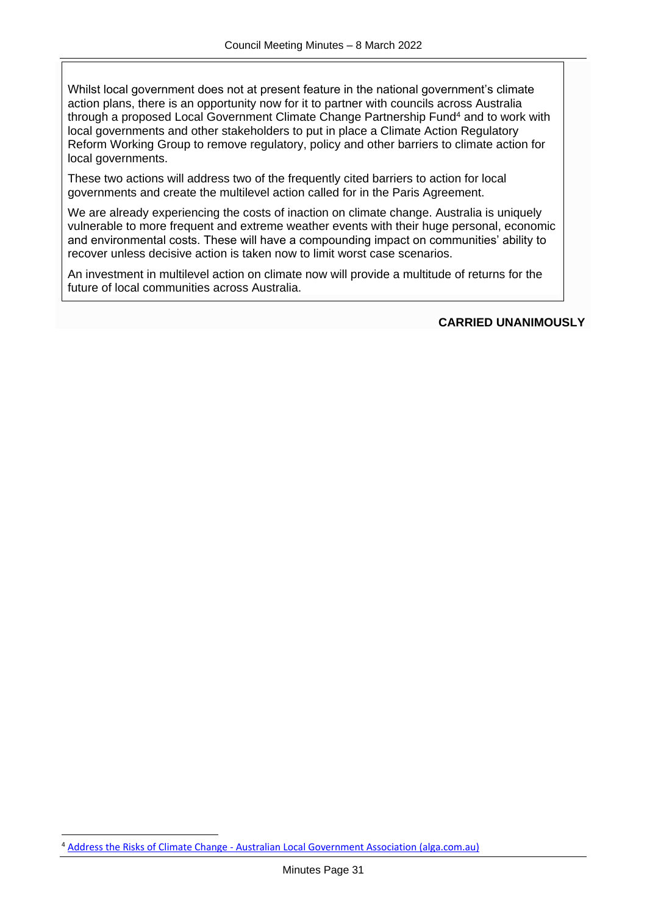Whilst local government does not at present feature in the national government's climate action plans, there is an opportunity now for it to partner with councils across Australia through a proposed Local Government Climate Change Partnership Fund[4] and to work with local governments and other stakeholders to put in place a Climate Action Regulatory Reform Working Group to remove regulatory, policy and other barriers to climate action for local governments.

These two actions will address two of the frequently cited barriers to action for local governments and create the multilevel action called for in the Paris Agreement.

We are already experiencing the costs of inaction on climate change. Australia is uniquely vulnerable to more frequent and extreme weather events with their huge personal, economic and environmental costs. These will have a compounding impact on communities' ability to recover unless decisive action is taken now to limit worst case scenarios.

An investment in multilevel action on climate now will provide a multitude of returns for the future of local communities across Australia.

**CARRIED UNANIMOUSLY**

[4] Address the Risks of Climate Change - Australian Local Government Association (alga.com.au)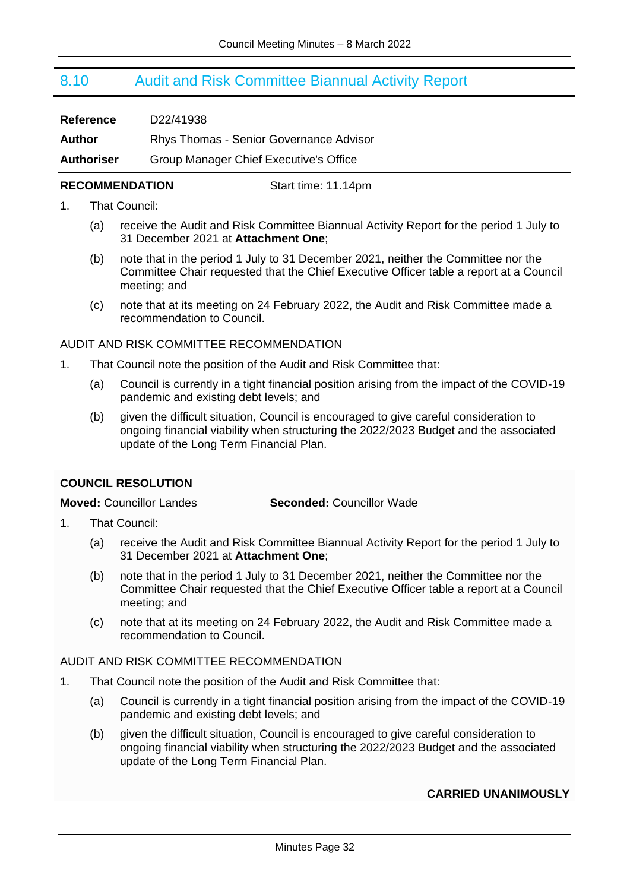## 8.10 Audit and Risk Committee Biannual Activity Report

| | |
|---|---|
| **Reference** | D22/41938 |
| **Author** | Rhys Thomas - Senior Governance Advisor |
| **Authoriser** | Group Manager Chief Executive's Office |

**RECOMMENDATION** Start time: 11.14pm

1. That Council:

   (a) receive the Audit and Risk Committee Biannual Activity Report for the period 1 July to 31 December 2021 at **Attachment One**;

   (b) note that in the period 1 July to 31 December 2021, neither the Committee nor the Committee Chair requested that the Chief Executive Officer table a report at a Council meeting; and

   (c) note that at its meeting on 24 February 2022, the Audit and Risk Committee made a recommendation to Council.

AUDIT AND RISK COMMITTEE RECOMMENDATION

1. That Council note the position of the Audit and Risk Committee that:

   (a) Council is currently in a tight financial position arising from the impact of the COVID-19 pandemic and existing debt levels; and

   (b) given the difficult situation, Council is encouraged to give careful consideration to ongoing financial viability when structuring the 2022/2023 Budget and the associated update of the Long Term Financial Plan.

**COUNCIL RESOLUTION**

**Moved:** Councillor Landes **Seconded:** Councillor Wade

1. That Council:

   (a) receive the Audit and Risk Committee Biannual Activity Report for the period 1 July to 31 December 2021 at **Attachment One**;

   (b) note that in the period 1 July to 31 December 2021, neither the Committee nor the Committee Chair requested that the Chief Executive Officer table a report at a Council meeting; and

   (c) note that at its meeting on 24 February 2022, the Audit and Risk Committee made a recommendation to Council.

AUDIT AND RISK COMMITTEE RECOMMENDATION

1. That Council note the position of the Audit and Risk Committee that:

   (a) Council is currently in a tight financial position arising from the impact of the COVID-19 pandemic and existing debt levels; and

   (b) given the difficult situation, Council is encouraged to give careful consideration to ongoing financial viability when structuring the 2022/2023 Budget and the associated update of the Long Term Financial Plan.

**CARRIED UNANIMOUSLY**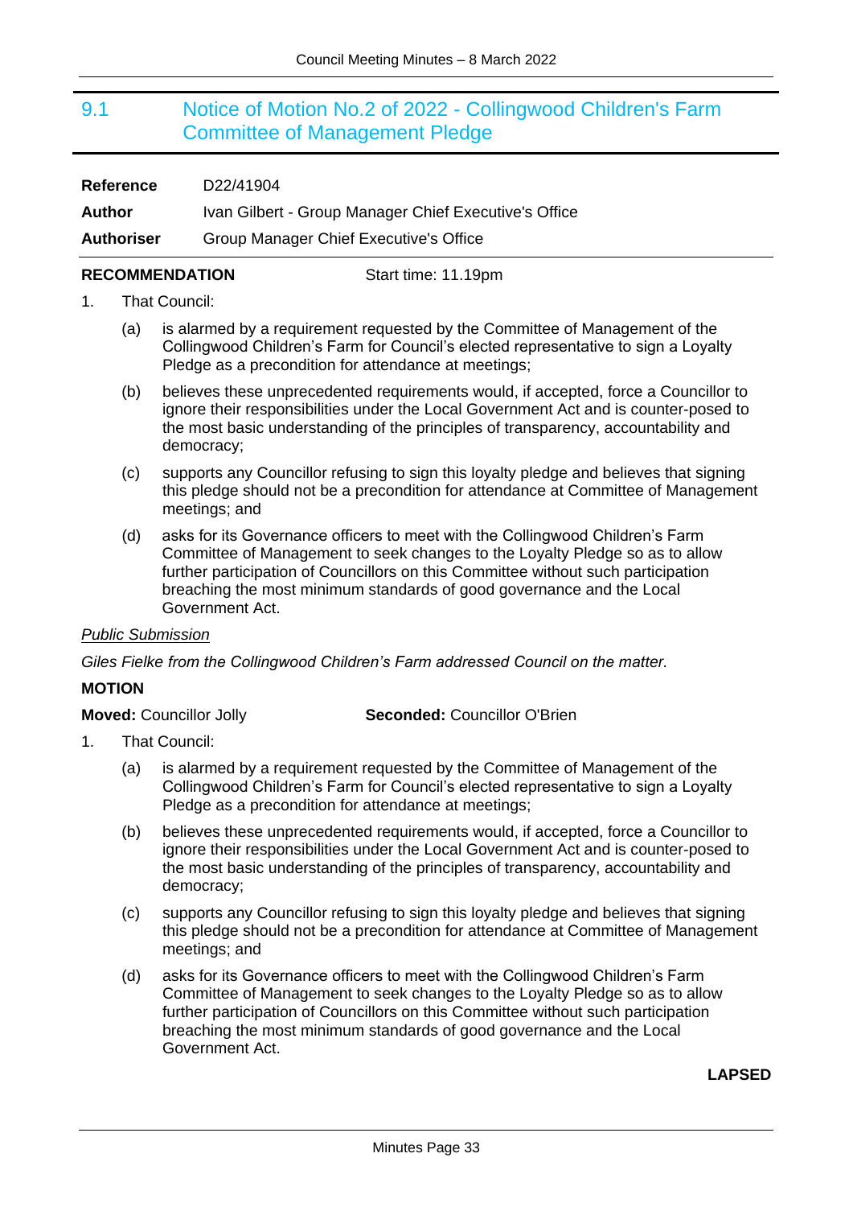## 9.1 Notice of Motion No.2 of 2022 - Collingwood Children's Farm Committee of Management Pledge

| | |
|---|---|
| **Reference** | D22/41904 |
| **Author** | Ivan Gilbert - Group Manager Chief Executive's Office |
| **Authoriser** | Group Manager Chief Executive's Office |

**RECOMMENDATION** Start time: 11.19pm

1. That Council:

   (a) is alarmed by a requirement requested by the Committee of Management of the Collingwood Children's Farm for Council's elected representative to sign a Loyalty Pledge as a precondition for attendance at meetings;

   (b) believes these unprecedented requirements would, if accepted, force a Councillor to ignore their responsibilities under the Local Government Act and is counter-posed to the most basic understanding of the principles of transparency, accountability and democracy;

   (c) supports any Councillor refusing to sign this loyalty pledge and believes that signing this pledge should not be a precondition for attendance at Committee of Management meetings; and

   (d) asks for its Governance officers to meet with the Collingwood Children's Farm Committee of Management to seek changes to the Loyalty Pledge so as to allow further participation of Councillors on this Committee without such participation breaching the most minimum standards of good governance and the Local Government Act.

*<u>Public Submission</u>*

*Giles Fielke from the Collingwood Children's Farm addressed Council on the matter.*

**MOTION**

**Moved:** Councillor Jolly **Seconded:** Councillor O'Brien

1. That Council:

   (a) is alarmed by a requirement requested by the Committee of Management of the Collingwood Children's Farm for Council's elected representative to sign a Loyalty Pledge as a precondition for attendance at meetings;

   (b) believes these unprecedented requirements would, if accepted, force a Councillor to ignore their responsibilities under the Local Government Act and is counter-posed to the most basic understanding of the principles of transparency, accountability and democracy;

   (c) supports any Councillor refusing to sign this loyalty pledge and believes that signing this pledge should not be a precondition for attendance at Committee of Management meetings; and

   (d) asks for its Governance officers to meet with the Collingwood Children's Farm Committee of Management to seek changes to the Loyalty Pledge so as to allow further participation of Councillors on this Committee without such participation breaching the most minimum standards of good governance and the Local Government Act.

**LAPSED**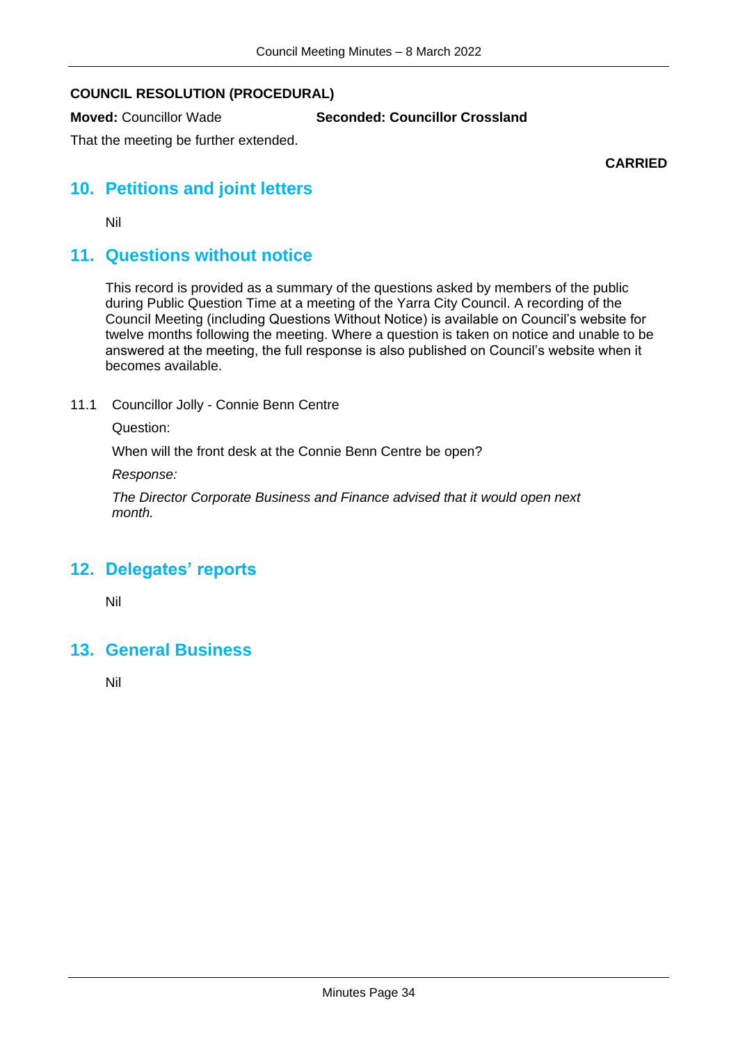**COUNCIL RESOLUTION (PROCEDURAL)**

**Moved:** Councillor Wade **Seconded: Councillor Crossland**

That the meeting be further extended.

**CARRIED**

## 10. Petitions and joint letters

Nil

## 11. Questions without notice

This record is provided as a summary of the questions asked by members of the public during Public Question Time at a meeting of the Yarra City Council. A recording of the Council Meeting (including Questions Without Notice) is available on Council's website for twelve months following the meeting. Where a question is taken on notice and unable to be answered at the meeting, the full response is also published on Council's website when it becomes available.

11.1 Councillor Jolly - Connie Benn Centre

Question:

When will the front desk at the Connie Benn Centre be open?

*Response:*

*The Director Corporate Business and Finance advised that it would open next month.*

## 12. Delegates' reports

Nil

## 13. General Business

Nil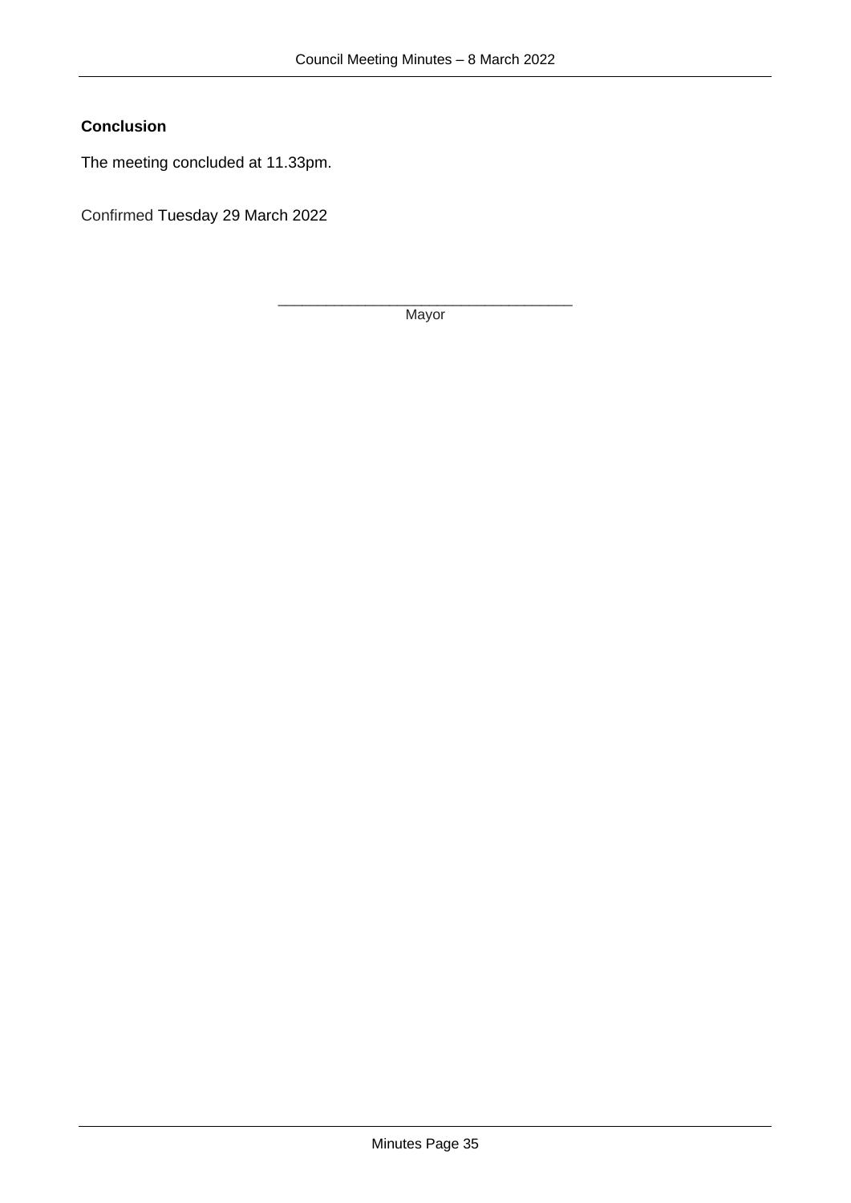**Conclusion**

The meeting concluded at 11.33pm.

Confirmed Tuesday 29 March 2022

\_\_\_\_\_\_\_\_\_\_\_\_\_\_\_\_\_\_\_\_\_\_\_\_\_\_\_\_\_\_\_\_\_\_\_\_

Mayor